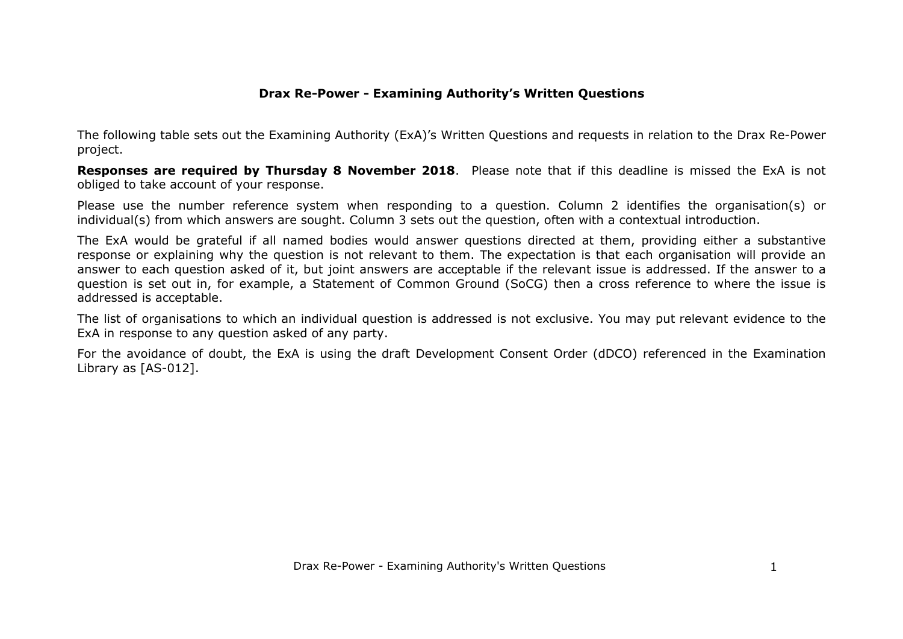# Drax Re-Power - Examining Authority's Written Questions

The following table sets out the Examining Authority (ExA)'s Written Questions and requests in relation to the Drax Re-Power project.

**Responses are required by Thursday 8 November 2018**. Please note that if this deadline is missed the ExA is not obliged to take account of your response.

Please use the number reference system when responding to a question. Column 2 identifies the organisation(s) or individual(s) from which answers are sought. Column 3 sets out the question, often with a contextual introduction.

The ExA would be grateful if all named bodies would answer questions directed at them, providing either a substantive response or explaining why the question is not relevant to them. The expectation is that each organisation will provide an answer to each question asked of it, but joint answers are acceptable if the relevant issue is addressed. If the answer to a question is set out in, for example, a Statement of Common Ground (SoCG) then a cross reference to where the issue is addressed is acceptable.

The list of organisations to which an individual question is addressed is not exclusive. You may put relevant evidence to the ExA in response to any question asked of any party.

For the avoidance of doubt, the ExA is using the draft Development Consent Order (dDCO) referenced in the Examination Library as [AS-012].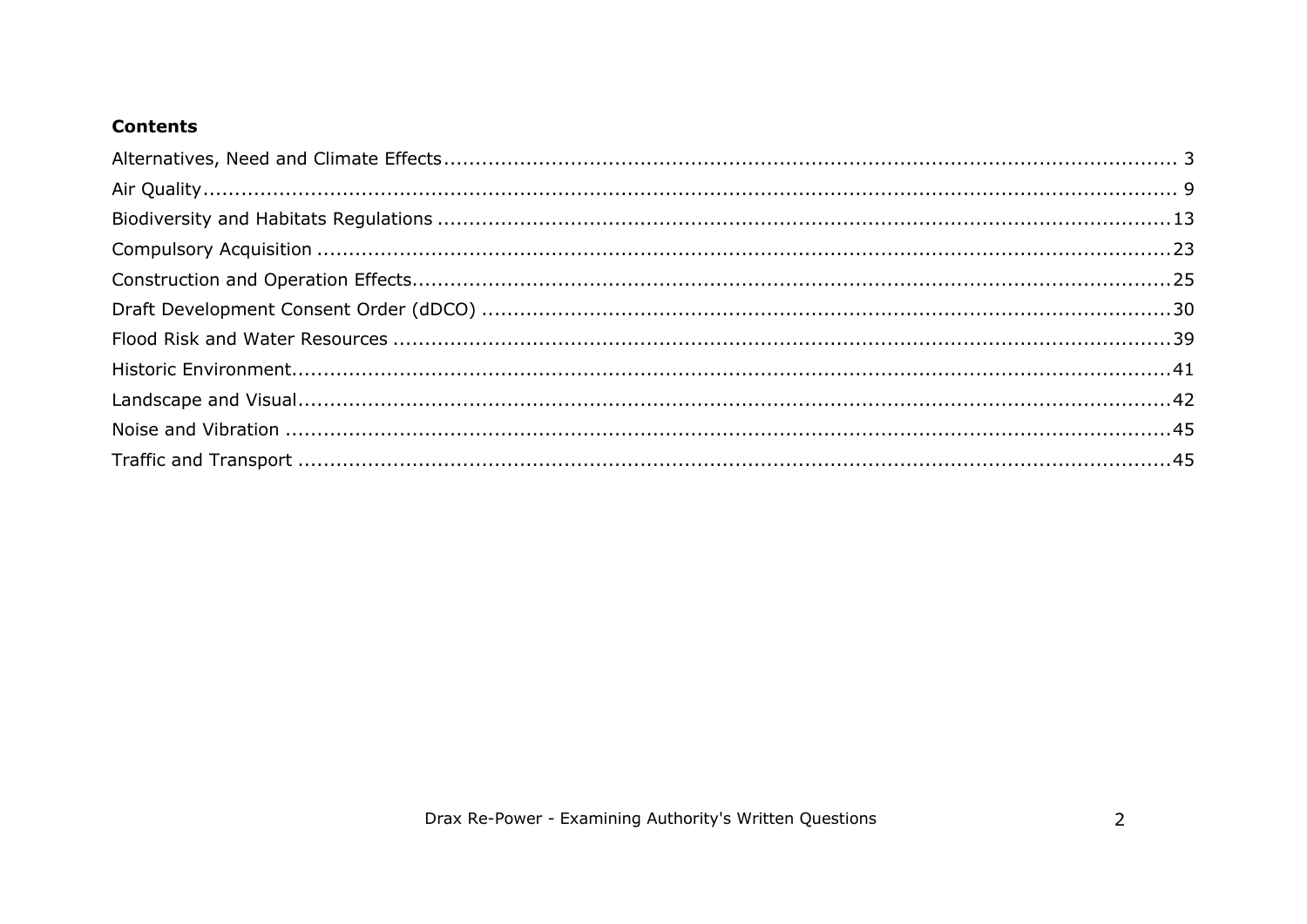**Contents**

Alternatives, Need and Climate Effects ........................................................ 3
Air Quality ........................................................ 9
Biodiversity and Habitats Regulations ........................................................ 13
Compulsory Acquisition ........................................................ 23
Construction and Operation Effects ........................................................ 25
Draft Development Consent Order (dDCO) ........................................................ 30
Flood Risk and Water Resources ........................................................ 39
Historic Environment ........................................................ 41
Landscape and Visual ........................................................ 42
Noise and Vibration ........................................................ 45
Traffic and Transport ........................................................ 45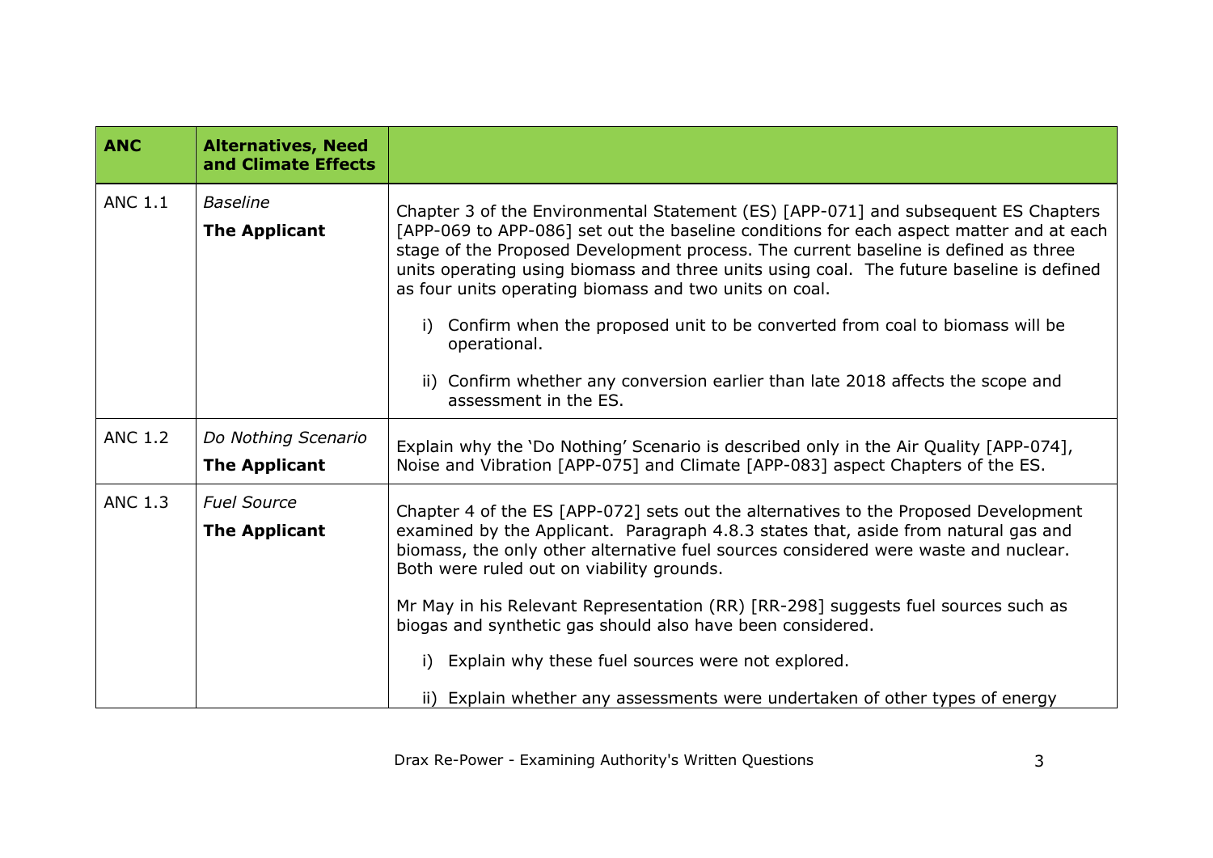| ANC | Alternatives, Need and Climate Effects | |
|---|---|---|
| ANC 1.1 | *Baseline*<br>**The Applicant** | Chapter 3 of the Environmental Statement (ES) [APP-071] and subsequent ES Chapters [APP-069 to APP-086] set out the baseline conditions for each aspect matter and at each stage of the Proposed Development process. The current baseline is defined as three units operating using biomass and three units using coal. The future baseline is defined as four units operating biomass and two units on coal.<br><br>i) Confirm when the proposed unit to be converted from coal to biomass will be operational.<br><br>ii) Confirm whether any conversion earlier than late 2018 affects the scope and assessment in the ES. |
| ANC 1.2 | *Do Nothing Scenario*<br>**The Applicant** | Explain why the 'Do Nothing' Scenario is described only in the Air Quality [APP-074], Noise and Vibration [APP-075] and Climate [APP-083] aspect Chapters of the ES. |
| ANC 1.3 | *Fuel Source*<br>**The Applicant** | Chapter 4 of the ES [APP-072] sets out the alternatives to the Proposed Development examined by the Applicant. Paragraph 4.8.3 states that, aside from natural gas and biomass, the only other alternative fuel sources considered were waste and nuclear. Both were ruled out on viability grounds.<br><br>Mr May in his Relevant Representation (RR) [RR-298] suggests fuel sources such as biogas and synthetic gas should also have been considered.<br><br>i) Explain why these fuel sources were not explored.<br><br>ii) Explain whether any assessments were undertaken of other types of energy |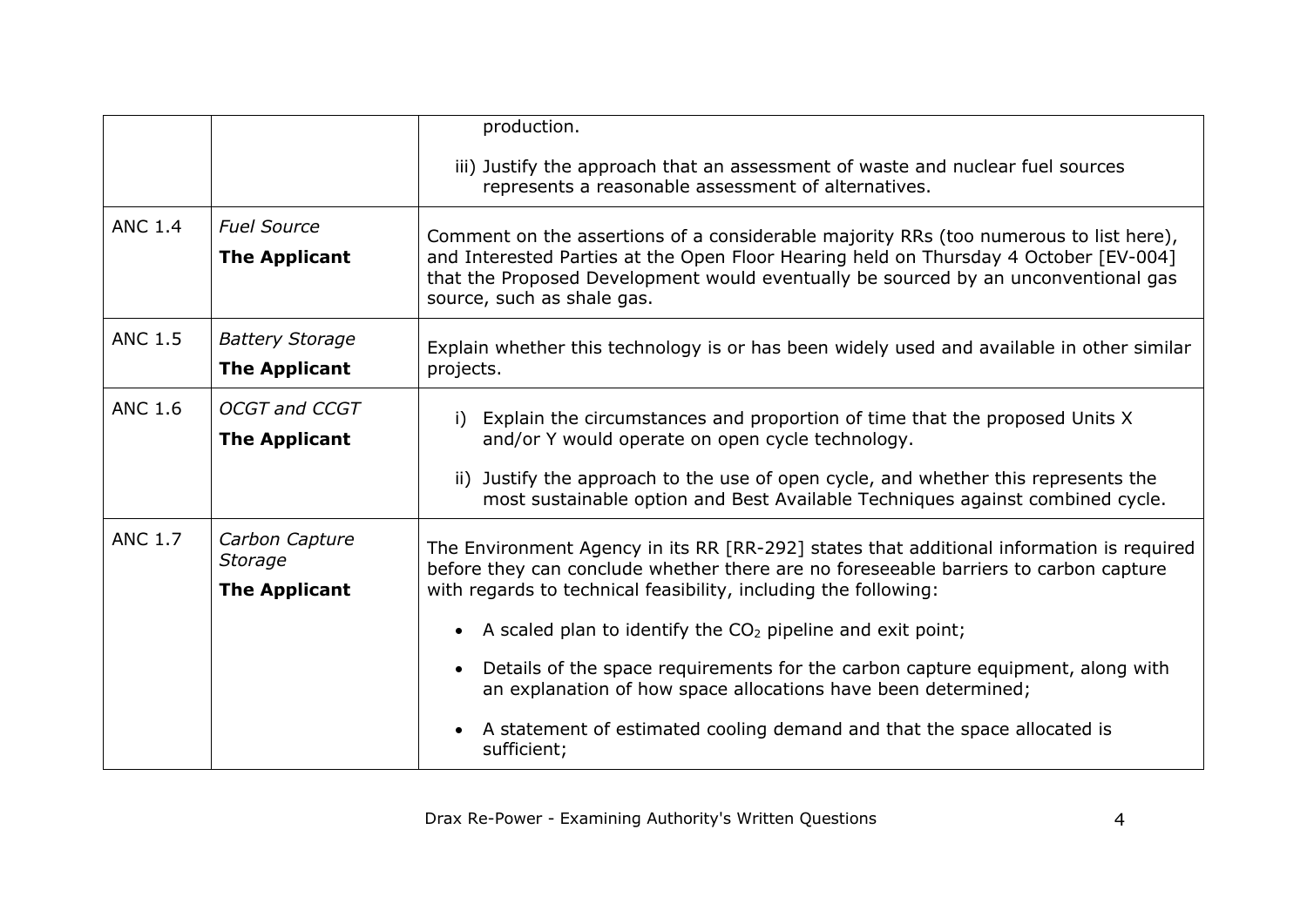| | | |
|---|---|---|
| | | production.<br><br>iii) Justify the approach that an assessment of waste and nuclear fuel sources represents a reasonable assessment of alternatives. |
| ANC 1.4 | *Fuel Source*<br>**The Applicant** | Comment on the assertions of a considerable majority RRs (too numerous to list here), and Interested Parties at the Open Floor Hearing held on Thursday 4 October [EV-004] that the Proposed Development would eventually be sourced by an unconventional gas source, such as shale gas. |
| ANC 1.5 | *Battery Storage*<br>**The Applicant** | Explain whether this technology is or has been widely used and available in other similar projects. |
| ANC 1.6 | *OCGT and CCGT*<br>**The Applicant** | i) Explain the circumstances and proportion of time that the proposed Units X and/or Y would operate on open cycle technology.<br><br>ii) Justify the approach to the use of open cycle, and whether this represents the most sustainable option and Best Available Techniques against combined cycle. |
| ANC 1.7 | *Carbon Capture Storage*<br>**The Applicant** | The Environment Agency in its RR [RR-292] states that additional information is required before they can conclude whether there are no foreseeable barriers to carbon capture with regards to technical feasibility, including the following:<br><br>• A scaled plan to identify the $CO_2$ pipeline and exit point;<br><br>• Details of the space requirements for the carbon capture equipment, along with an explanation of how space allocations have been determined;<br><br>• A statement of estimated cooling demand and that the space allocated is sufficient; |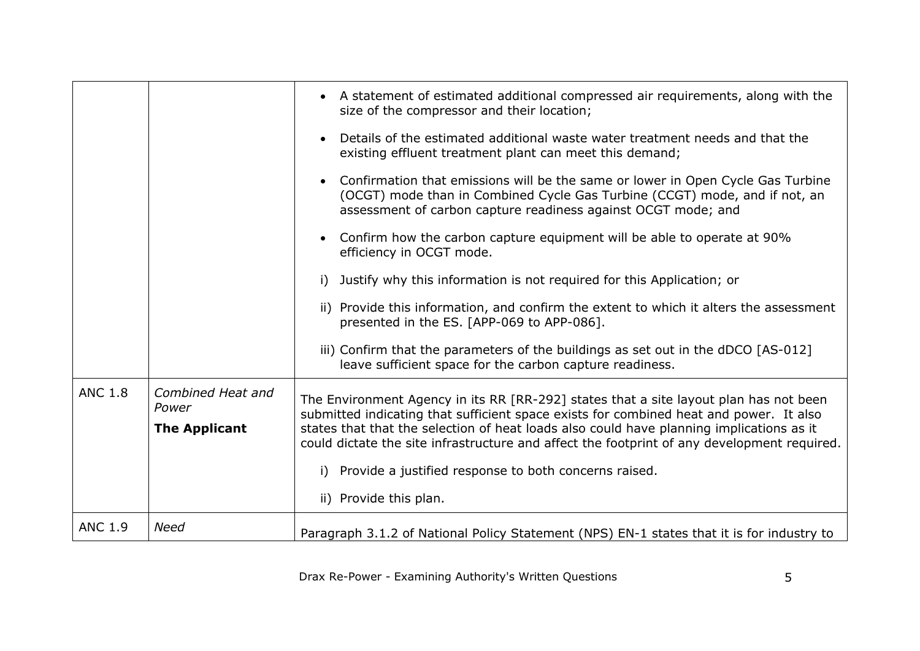| | | |
|---|---|---|
| | | • A statement of estimated additional compressed air requirements, along with the size of the compressor and their location;<br><br>• Details of the estimated additional waste water treatment needs and that the existing effluent treatment plant can meet this demand;<br><br>• Confirmation that emissions will be the same or lower in Open Cycle Gas Turbine (OCGT) mode than in Combined Cycle Gas Turbine (CCGT) mode, and if not, an assessment of carbon capture readiness against OCGT mode; and<br><br>• Confirm how the carbon capture equipment will be able to operate at 90% efficiency in OCGT mode.<br><br>i) Justify why this information is not required for this Application; or<br><br>ii) Provide this information, and confirm the extent to which it alters the assessment presented in the ES. [APP-069 to APP-086].<br><br>iii) Confirm that the parameters of the buildings as set out in the dDCO [AS-012] leave sufficient space for the carbon capture readiness. |
| ANC 1.8 | *Combined Heat and Power*<br><br>**The Applicant** | The Environment Agency in its RR [RR-292] states that a site layout plan has not been submitted indicating that sufficient space exists for combined heat and power. It also states that that the selection of heat loads also could have planning implications as it could dictate the site infrastructure and affect the footprint of any development required.<br><br>i) Provide a justified response to both concerns raised.<br><br>ii) Provide this plan. |
| ANC 1.9 | *Need* | Paragraph 3.1.2 of National Policy Statement (NPS) EN-1 states that it is for industry to |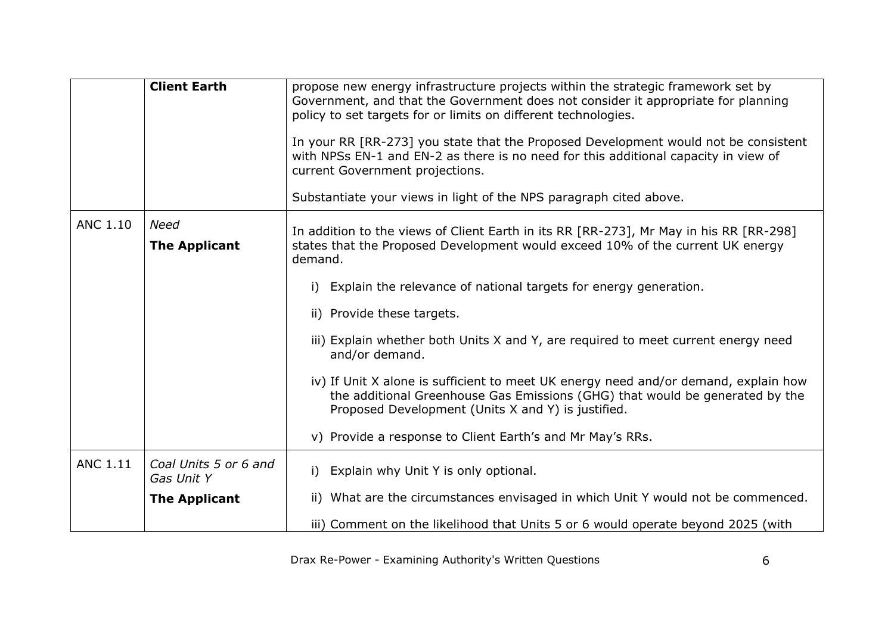| | | |
|---|---|---|
| | **Client Earth** | propose new energy infrastructure projects within the strategic framework set by Government, and that the Government does not consider it appropriate for planning policy to set targets for or limits on different technologies.<br><br>In your RR [RR-273] you state that the Proposed Development would not be consistent with NPSs EN-1 and EN-2 as there is no need for this additional capacity in view of current Government projections.<br><br>Substantiate your views in light of the NPS paragraph cited above. |
| ANC 1.10 | *Need*<br>**The Applicant** | In addition to the views of Client Earth in its RR [RR-273], Mr May in his RR [RR-298] states that the Proposed Development would exceed 10% of the current UK energy demand.<br><br>i) Explain the relevance of national targets for energy generation.<br><br>ii) Provide these targets.<br><br>iii) Explain whether both Units X and Y, are required to meet current energy need and/or demand.<br><br>iv) If Unit X alone is sufficient to meet UK energy need and/or demand, explain how the additional Greenhouse Gas Emissions (GHG) that would be generated by the Proposed Development (Units X and Y) is justified.<br><br>v) Provide a response to Client Earth's and Mr May's RRs. |
| ANC 1.11 | *Coal Units 5 or 6 and Gas Unit Y*<br>**The Applicant** | i) Explain why Unit Y is only optional.<br><br>ii) What are the circumstances envisaged in which Unit Y would not be commenced.<br><br>iii) Comment on the likelihood that Units 5 or 6 would operate beyond 2025 (with |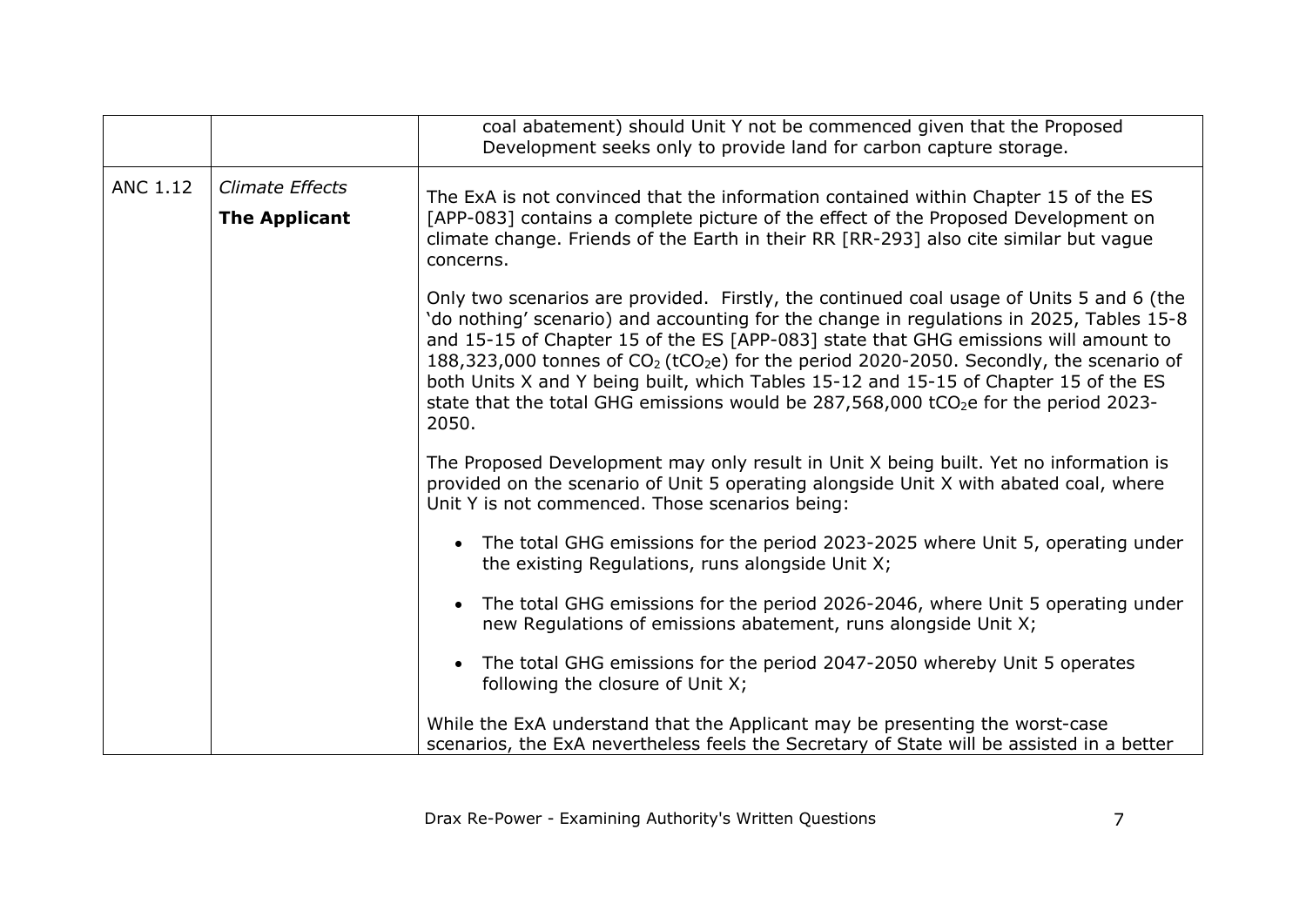| | | |
|---|---|---|
| | | coal abatement) should Unit Y not be commenced given that the Proposed Development seeks only to provide land for carbon capture storage. |
| ANC 1.12 | *Climate Effects*<br>**The Applicant** | The ExA is not convinced that the information contained within Chapter 15 of the ES [APP-083] contains a complete picture of the effect of the Proposed Development on climate change. Friends of the Earth in their RR [RR-293] also cite similar but vague concerns.<br><br>Only two scenarios are provided. Firstly, the continued coal usage of Units 5 and 6 (the 'do nothing' scenario) and accounting for the change in regulations in 2025, Tables 15-8 and 15-15 of Chapter 15 of the ES [APP-083] state that GHG emissions will amount to 188,323,000 tonnes of $CO_2$ ($tCO_2e$) for the period 2020-2050. Secondly, the scenario of both Units X and Y being built, which Tables 15-12 and 15-15 of Chapter 15 of the ES state that the total GHG emissions would be 287,568,000 $tCO_2e$ for the period 2023-2050.<br><br>The Proposed Development may only result in Unit X being built. Yet no information is provided on the scenario of Unit 5 operating alongside Unit X with abated coal, where Unit Y is not commenced. Those scenarios being:<br><br>• The total GHG emissions for the period 2023-2025 where Unit 5, operating under the existing Regulations, runs alongside Unit X;<br><br>• The total GHG emissions for the period 2026-2046, where Unit 5 operating under new Regulations of emissions abatement, runs alongside Unit X;<br><br>• The total GHG emissions for the period 2047-2050 whereby Unit 5 operates following the closure of Unit X;<br><br>While the ExA understand that the Applicant may be presenting the worst-case scenarios, the ExA nevertheless feels the Secretary of State will be assisted in a better |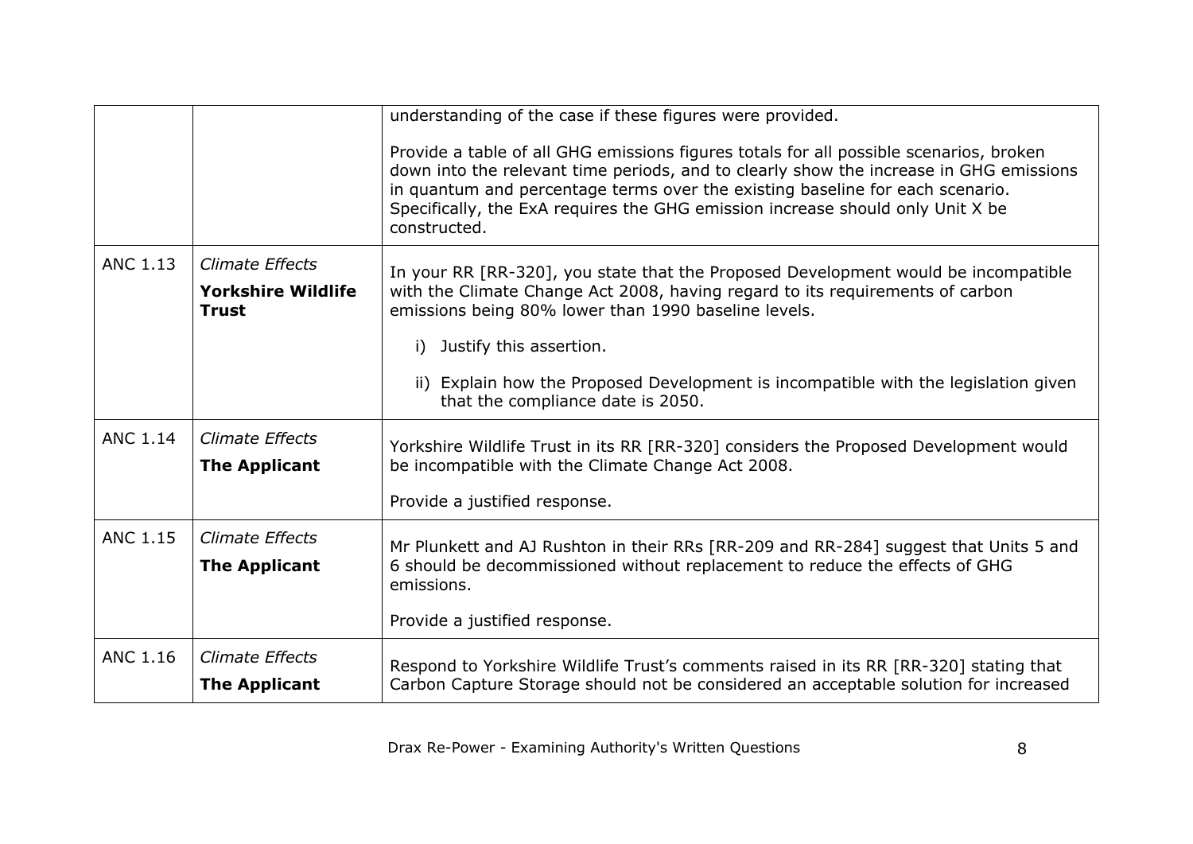| | | |
|---|---|---|
| | | understanding of the case if these figures were provided.<br><br>Provide a table of all GHG emissions figures totals for all possible scenarios, broken down into the relevant time periods, and to clearly show the increase in GHG emissions in quantum and percentage terms over the existing baseline for each scenario. Specifically, the ExA requires the GHG emission increase should only Unit X be constructed. |
| ANC 1.13 | *Climate Effects*<br>**Yorkshire Wildlife Trust** | In your RR [RR-320], you state that the Proposed Development would be incompatible with the Climate Change Act 2008, having regard to its requirements of carbon emissions being 80% lower than 1990 baseline levels.<br><br>i) Justify this assertion.<br><br>ii) Explain how the Proposed Development is incompatible with the legislation given that the compliance date is 2050. |
| ANC 1.14 | *Climate Effects*<br>**The Applicant** | Yorkshire Wildlife Trust in its RR [RR-320] considers the Proposed Development would be incompatible with the Climate Change Act 2008.<br><br>Provide a justified response. |
| ANC 1.15 | *Climate Effects*<br>**The Applicant** | Mr Plunkett and AJ Rushton in their RRs [RR-209 and RR-284] suggest that Units 5 and 6 should be decommissioned without replacement to reduce the effects of GHG emissions.<br><br>Provide a justified response. |
| ANC 1.16 | *Climate Effects*<br>**The Applicant** | Respond to Yorkshire Wildlife Trust's comments raised in its RR [RR-320] stating that Carbon Capture Storage should not be considered an acceptable solution for increased |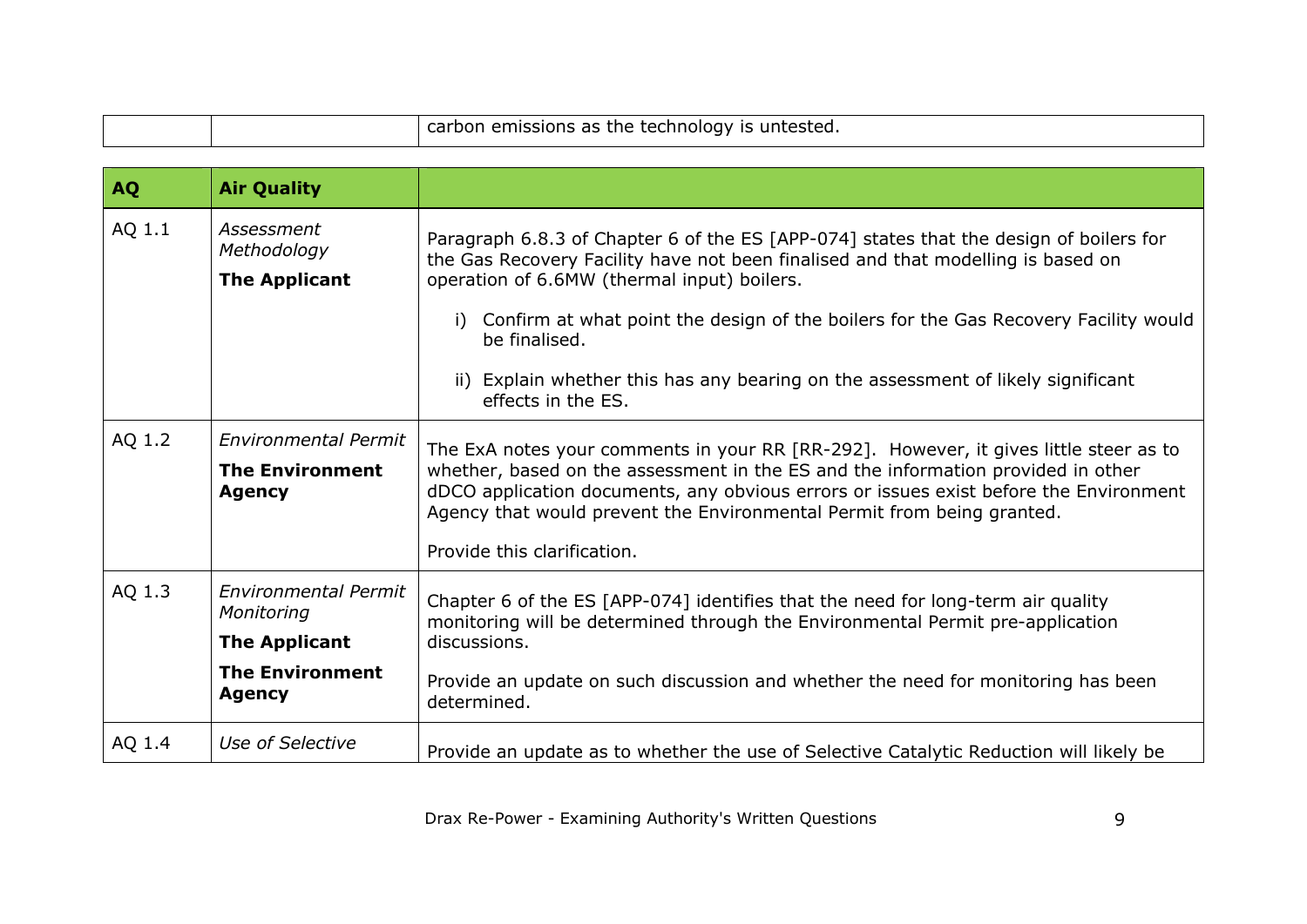| | | |
|---|---|---|
| | | carbon emissions as the technology is untested. |

| AQ | Air Quality | |
|---|---|---|
| AQ 1.1 | *Assessment Methodology* **The Applicant** | Paragraph 6.8.3 of Chapter 6 of the ES [APP-074] states that the design of boilers for the Gas Recovery Facility have not been finalised and that modelling is based on operation of 6.6MW (thermal input) boilers. i) Confirm at what point the design of the boilers for the Gas Recovery Facility would be finalised. ii) Explain whether this has any bearing on the assessment of likely significant effects in the ES. |
| AQ 1.2 | *Environmental Permit* **The Environment Agency** | The ExA notes your comments in your RR [RR-292]. However, it gives little steer as to whether, based on the assessment in the ES and the information provided in other dDCO application documents, any obvious errors or issues exist before the Environment Agency that would prevent the Environmental Permit from being granted. Provide this clarification. |
| AQ 1.3 | *Environmental Permit Monitoring* **The Applicant** **The Environment Agency** | Chapter 6 of the ES [APP-074] identifies that the need for long-term air quality monitoring will be determined through the Environmental Permit pre-application discussions. Provide an update on such discussion and whether the need for monitoring has been determined. |
| AQ 1.4 | *Use of Selective* | Provide an update as to whether the use of Selective Catalytic Reduction will likely be |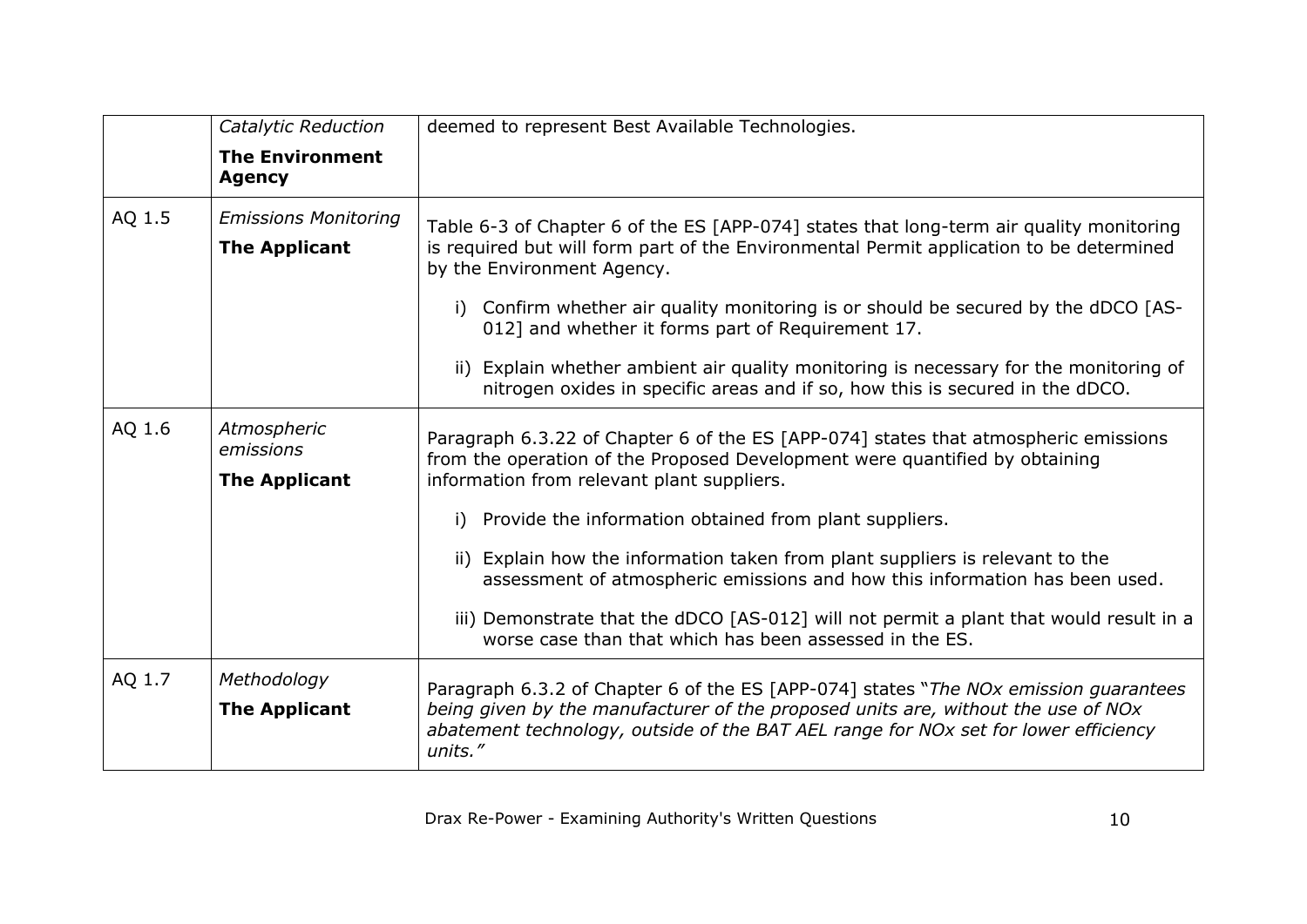| | | |
|---|---|---|
| | *Catalytic Reduction*<br>**The Environment Agency** | deemed to represent Best Available Technologies. |
| AQ 1.5 | *Emissions Monitoring*<br>**The Applicant** | Table 6-3 of Chapter 6 of the ES [APP-074] states that long-term air quality monitoring is required but will form part of the Environmental Permit application to be determined by the Environment Agency.<br><br>i) Confirm whether air quality monitoring is or should be secured by the dDCO [AS-012] and whether it forms part of Requirement 17.<br><br>ii) Explain whether ambient air quality monitoring is necessary for the monitoring of nitrogen oxides in specific areas and if so, how this is secured in the dDCO. |
| AQ 1.6 | *Atmospheric emissions*<br>**The Applicant** | Paragraph 6.3.22 of Chapter 6 of the ES [APP-074] states that atmospheric emissions from the operation of the Proposed Development were quantified by obtaining information from relevant plant suppliers.<br><br>i) Provide the information obtained from plant suppliers.<br><br>ii) Explain how the information taken from plant suppliers is relevant to the assessment of atmospheric emissions and how this information has been used.<br><br>iii) Demonstrate that the dDCO [AS-012] will not permit a plant that would result in a worse case than that which has been assessed in the ES. |
| AQ 1.7 | *Methodology*<br>**The Applicant** | Paragraph 6.3.2 of Chapter 6 of the ES [APP-074] states "*The NOx emission guarantees being given by the manufacturer of the proposed units are, without the use of NOx abatement technology, outside of the BAT AEL range for NOx set for lower efficiency units.*" |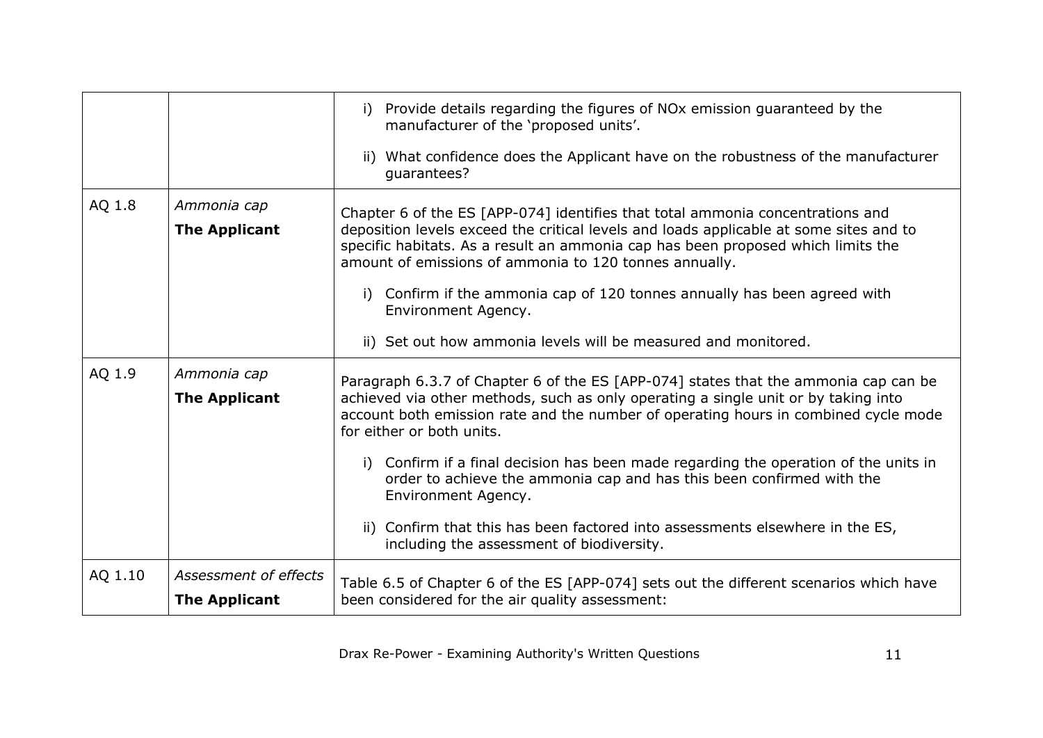| | | |
|---|---|---|
| | | i) Provide details regarding the figures of NOx emission guaranteed by the manufacturer of the 'proposed units'.<br><br>ii) What confidence does the Applicant have on the robustness of the manufacturer guarantees? |
| AQ 1.8 | *Ammonia cap*<br>**The Applicant** | Chapter 6 of the ES [APP-074] identifies that total ammonia concentrations and deposition levels exceed the critical levels and loads applicable at some sites and to specific habitats. As a result an ammonia cap has been proposed which limits the amount of emissions of ammonia to 120 tonnes annually.<br><br>i) Confirm if the ammonia cap of 120 tonnes annually has been agreed with Environment Agency.<br><br>ii) Set out how ammonia levels will be measured and monitored. |
| AQ 1.9 | *Ammonia cap*<br>**The Applicant** | Paragraph 6.3.7 of Chapter 6 of the ES [APP-074] states that the ammonia cap can be achieved via other methods, such as only operating a single unit or by taking into account both emission rate and the number of operating hours in combined cycle mode for either or both units.<br><br>i) Confirm if a final decision has been made regarding the operation of the units in order to achieve the ammonia cap and has this been confirmed with the Environment Agency.<br><br>ii) Confirm that this has been factored into assessments elsewhere in the ES, including the assessment of biodiversity. |
| AQ 1.10 | *Assessment of effects*<br>**The Applicant** | Table 6.5 of Chapter 6 of the ES [APP-074] sets out the different scenarios which have been considered for the air quality assessment: |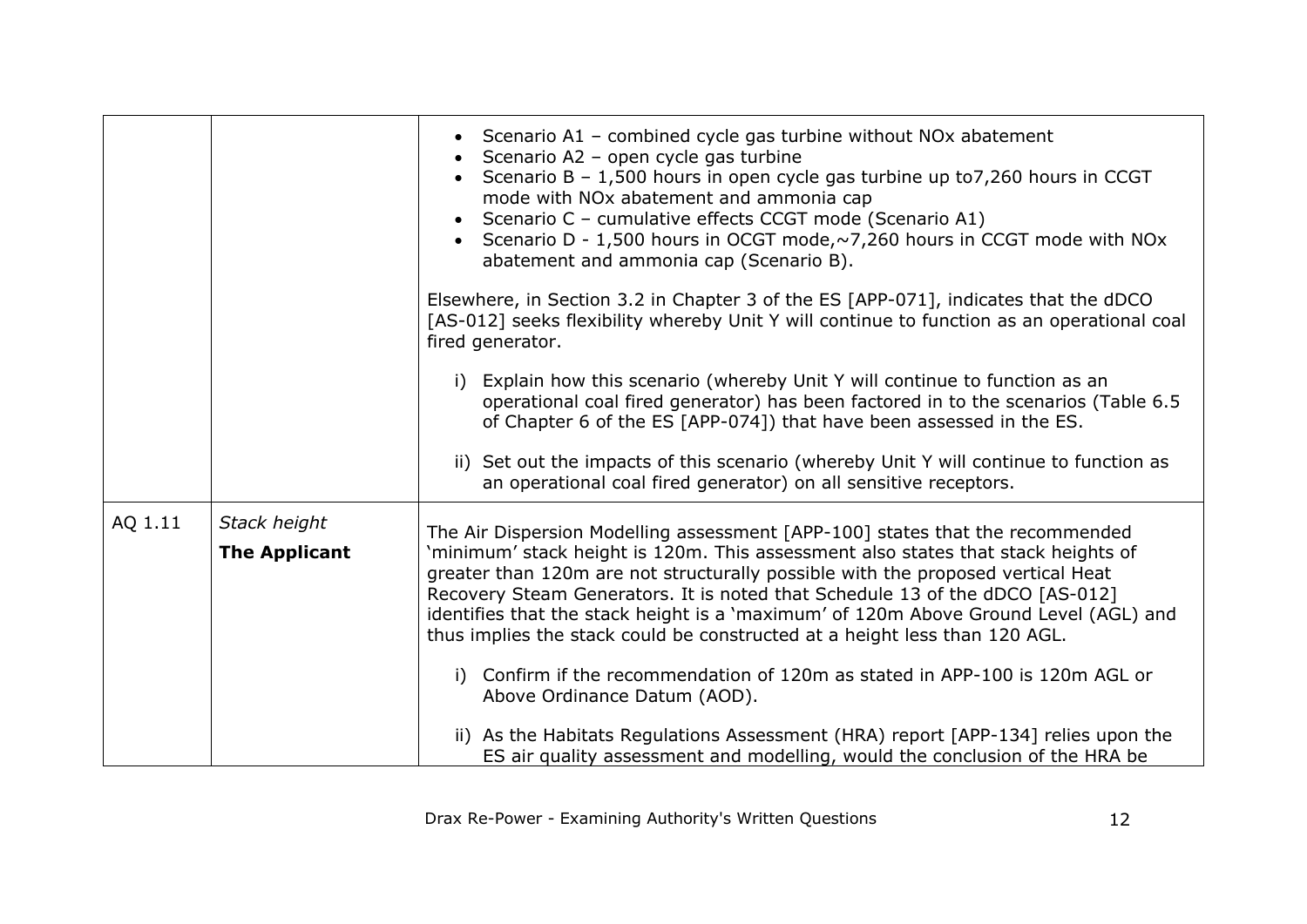| | | |
|---|---|---|
| | | • Scenario A1 – combined cycle gas turbine without NOx abatement<br>• Scenario A2 – open cycle gas turbine<br>• Scenario B – 1,500 hours in open cycle gas turbine up to7,260 hours in CCGT mode with NOx abatement and ammonia cap<br>• Scenario C – cumulative effects CCGT mode (Scenario A1)<br>• Scenario D - 1,500 hours in OCGT mode,~7,260 hours in CCGT mode with NOx abatement and ammonia cap (Scenario B).<br><br>Elsewhere, in Section 3.2 in Chapter 3 of the ES [APP-071], indicates that the dDCO [AS-012] seeks flexibility whereby Unit Y will continue to function as an operational coal fired generator.<br><br>i) Explain how this scenario (whereby Unit Y will continue to function as an operational coal fired generator) has been factored in to the scenarios (Table 6.5 of Chapter 6 of the ES [APP-074]) that have been assessed in the ES.<br><br>ii) Set out the impacts of this scenario (whereby Unit Y will continue to function as an operational coal fired generator) on all sensitive receptors. |
| AQ 1.11 | *Stack height*<br>**The Applicant** | The Air Dispersion Modelling assessment [APP-100] states that the recommended 'minimum' stack height is 120m. This assessment also states that stack heights of greater than 120m are not structurally possible with the proposed vertical Heat Recovery Steam Generators. It is noted that Schedule 13 of the dDCO [AS-012] identifies that the stack height is a 'maximum' of 120m Above Ground Level (AGL) and thus implies the stack could be constructed at a height less than 120 AGL.<br><br>i) Confirm if the recommendation of 120m as stated in APP-100 is 120m AGL or Above Ordinance Datum (AOD).<br><br>ii) As the Habitats Regulations Assessment (HRA) report [APP-134] relies upon the ES air quality assessment and modelling, would the conclusion of the HRA be |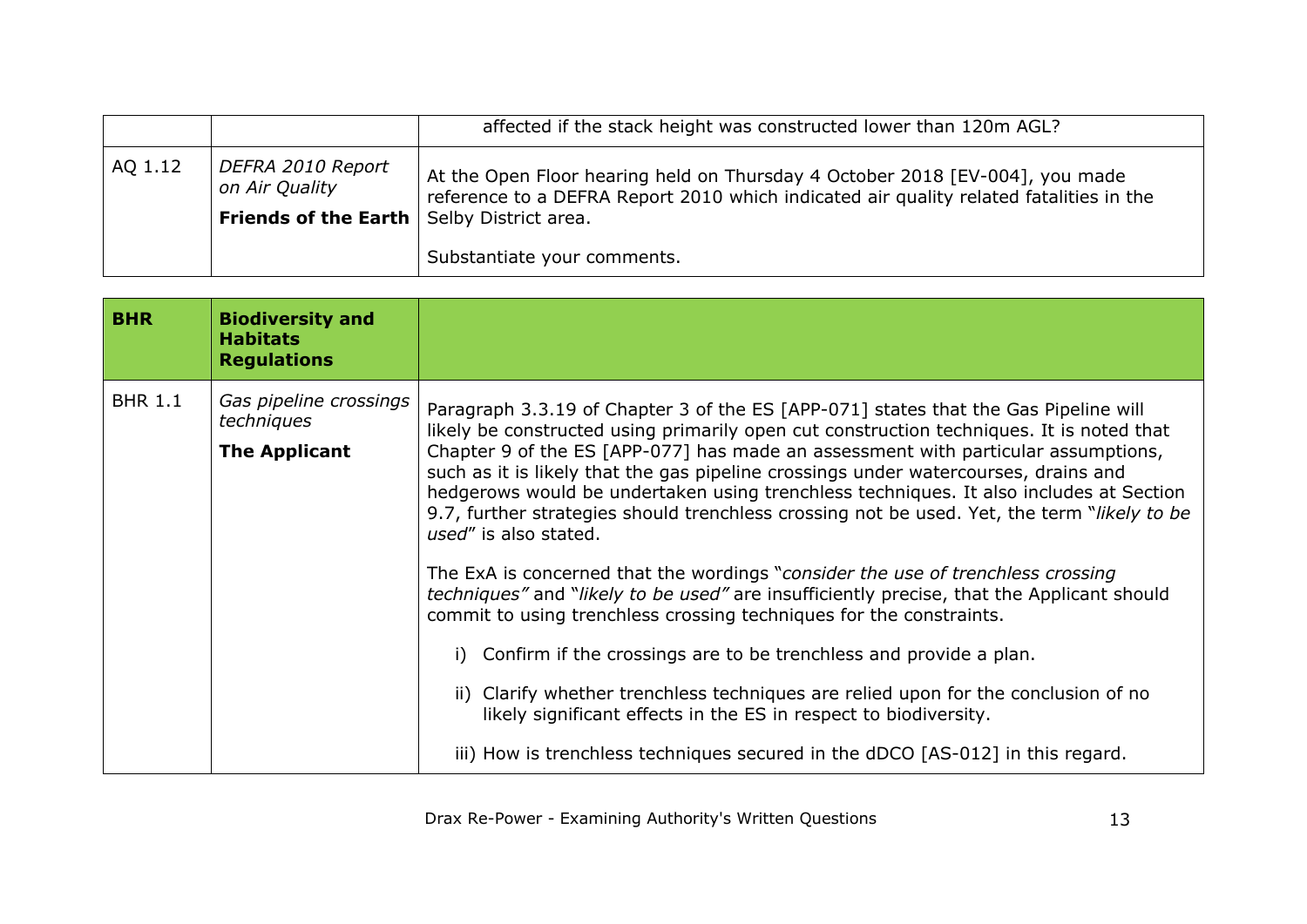| | | affected if the stack height was constructed lower than 120m AGL? |
|---|---|---|
| AQ 1.12 | *DEFRA 2010 Report on Air Quality*<br>**Friends of the Earth** | At the Open Floor hearing held on Thursday 4 October 2018 [EV-004], you made reference to a DEFRA Report 2010 which indicated air quality related fatalities in the Selby District area.<br><br>Substantiate your comments. |

| **BHR** | **Biodiversity and Habitats Regulations** | |
|---|---|---|
| BHR 1.1 | *Gas pipeline crossings techniques*<br>**The Applicant** | Paragraph 3.3.19 of Chapter 3 of the ES [APP-071] states that the Gas Pipeline will likely be constructed using primarily open cut construction techniques. It is noted that Chapter 9 of the ES [APP-077] has made an assessment with particular assumptions, such as it is likely that the gas pipeline crossings under watercourses, drains and hedgerows would be undertaken using trenchless techniques. It also includes at Section 9.7, further strategies should trenchless crossing not be used. Yet, the term "*likely to be used*" is also stated.<br><br>The ExA is concerned that the wordings "*consider the use of trenchless crossing techniques*" and "*likely to be used*" are insufficiently precise, that the Applicant should commit to using trenchless crossing techniques for the constraints.<br><br>i) Confirm if the crossings are to be trenchless and provide a plan.<br><br>ii) Clarify whether trenchless techniques are relied upon for the conclusion of no likely significant effects in the ES in respect to biodiversity.<br><br>iii) How is trenchless techniques secured in the dDCO [AS-012] in this regard. |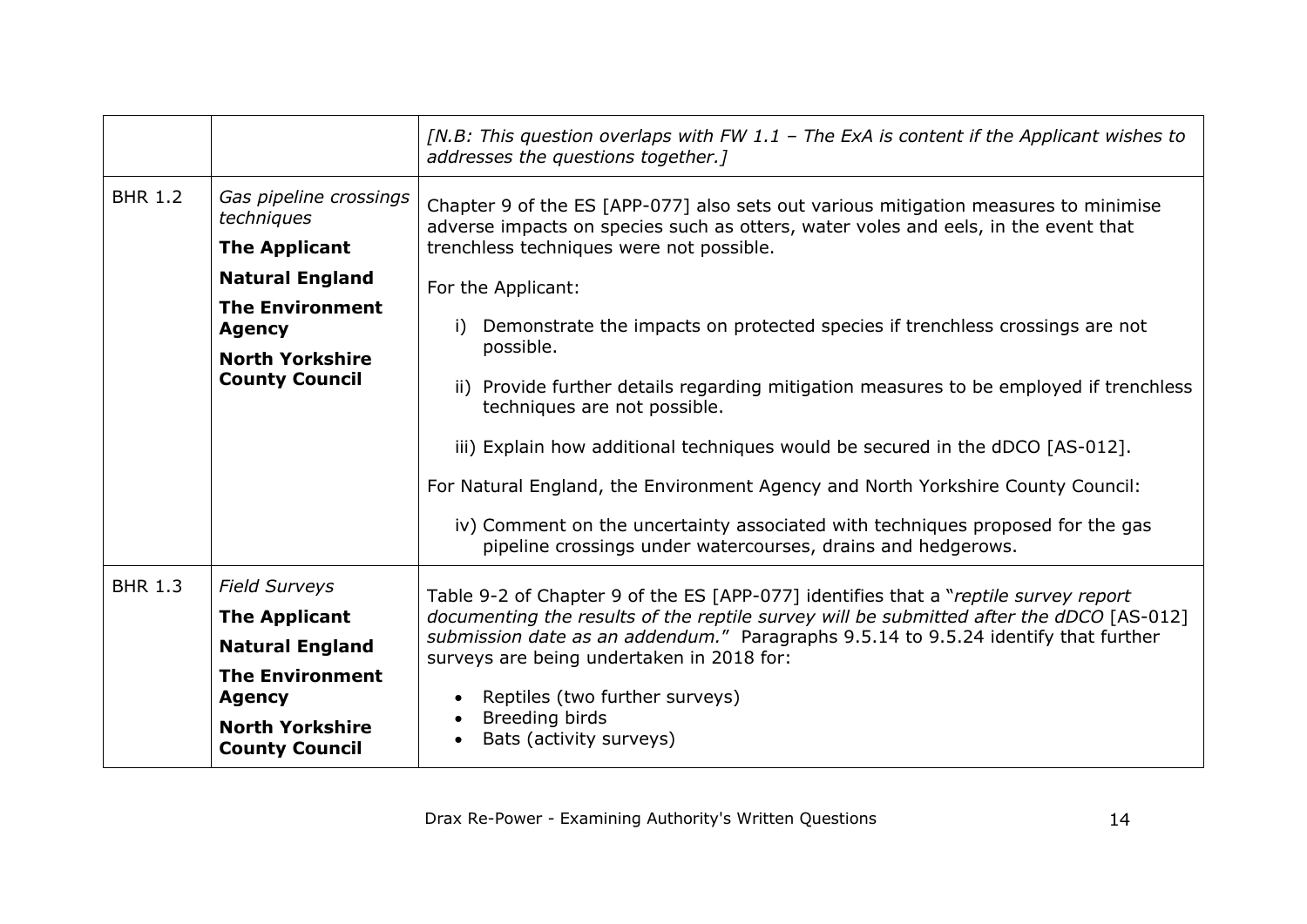| | | |
|---|---|---|
| | | *[N.B: This question overlaps with FW 1.1 – The ExA is content if the Applicant wishes to addresses the questions together.]* |
| BHR 1.2 | *Gas pipeline crossings techniques*<br>**The Applicant**<br>**Natural England**<br>**The Environment Agency**<br>**North Yorkshire County Council** | Chapter 9 of the ES [APP-077] also sets out various mitigation measures to minimise adverse impacts on species such as otters, water voles and eels, in the event that trenchless techniques were not possible.<br>For the Applicant:<br>i) Demonstrate the impacts on protected species if trenchless crossings are not possible.<br>ii) Provide further details regarding mitigation measures to be employed if trenchless techniques are not possible.<br>iii) Explain how additional techniques would be secured in the dDCO [AS-012].<br>For Natural England, the Environment Agency and North Yorkshire County Council:<br>iv) Comment on the uncertainty associated with techniques proposed for the gas pipeline crossings under watercourses, drains and hedgerows. |
| BHR 1.3 | *Field Surveys*<br>**The Applicant**<br>**Natural England**<br>**The Environment Agency**<br>**North Yorkshire County Council** | Table 9-2 of Chapter 9 of the ES [APP-077] identifies that a "*reptile survey report documenting the results of the reptile survey will be submitted after the dDCO* [AS-012] *submission date as an addendum.*" Paragraphs 9.5.14 to 9.5.24 identify that further surveys are being undertaken in 2018 for:<br>• Reptiles (two further surveys)<br>• Breeding birds<br>• Bats (activity surveys) |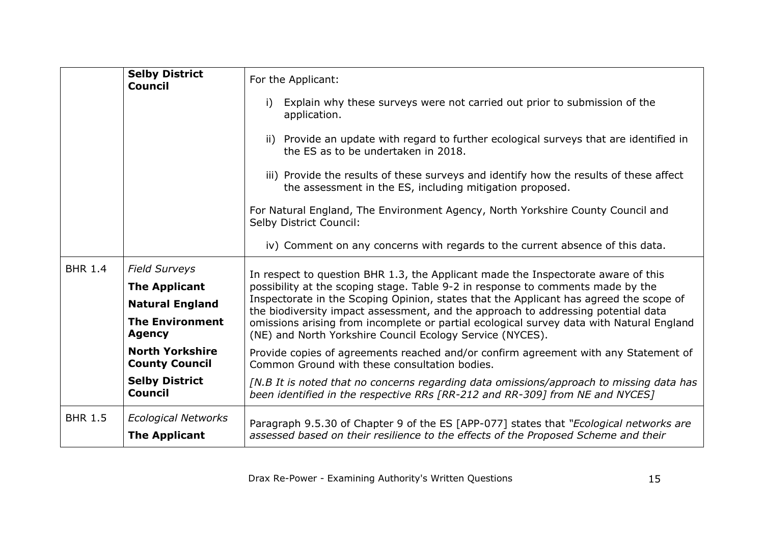| | | |
|---|---|---|
| | **Selby District Council** | For the Applicant:<br><br>i) Explain why these surveys were not carried out prior to submission of the application.<br><br>ii) Provide an update with regard to further ecological surveys that are identified in the ES as to be undertaken in 2018.<br><br>iii) Provide the results of these surveys and identify how the results of these affect the assessment in the ES, including mitigation proposed.<br><br>For Natural England, The Environment Agency, North Yorkshire County Council and Selby District Council:<br><br>iv) Comment on any concerns with regards to the current absence of this data. |
| BHR 1.4 | *Field Surveys*<br>**The Applicant**<br>**Natural England**<br>**The Environment Agency**<br>**North Yorkshire County Council**<br>**Selby District Council** | In respect to question BHR 1.3, the Applicant made the Inspectorate aware of this possibility at the scoping stage. Table 9-2 in response to comments made by the Inspectorate in the Scoping Opinion, states that the Applicant has agreed the scope of the biodiversity impact assessment, and the approach to addressing potential data omissions arising from incomplete or partial ecological survey data with Natural England (NE) and North Yorkshire Council Ecology Service (NYCES).<br><br>Provide copies of agreements reached and/or confirm agreement with any Statement of Common Ground with these consultation bodies.<br><br>*[N.B It is noted that no concerns regarding data omissions/approach to missing data has been identified in the respective RRs [RR-212 and RR-309] from NE and NYCES]* |
| BHR 1.5 | *Ecological Networks*<br>**The Applicant** | Paragraph 9.5.30 of Chapter 9 of the ES [APP-077] states that *"Ecological networks are assessed based on their resilience to the effects of the Proposed Scheme and their* |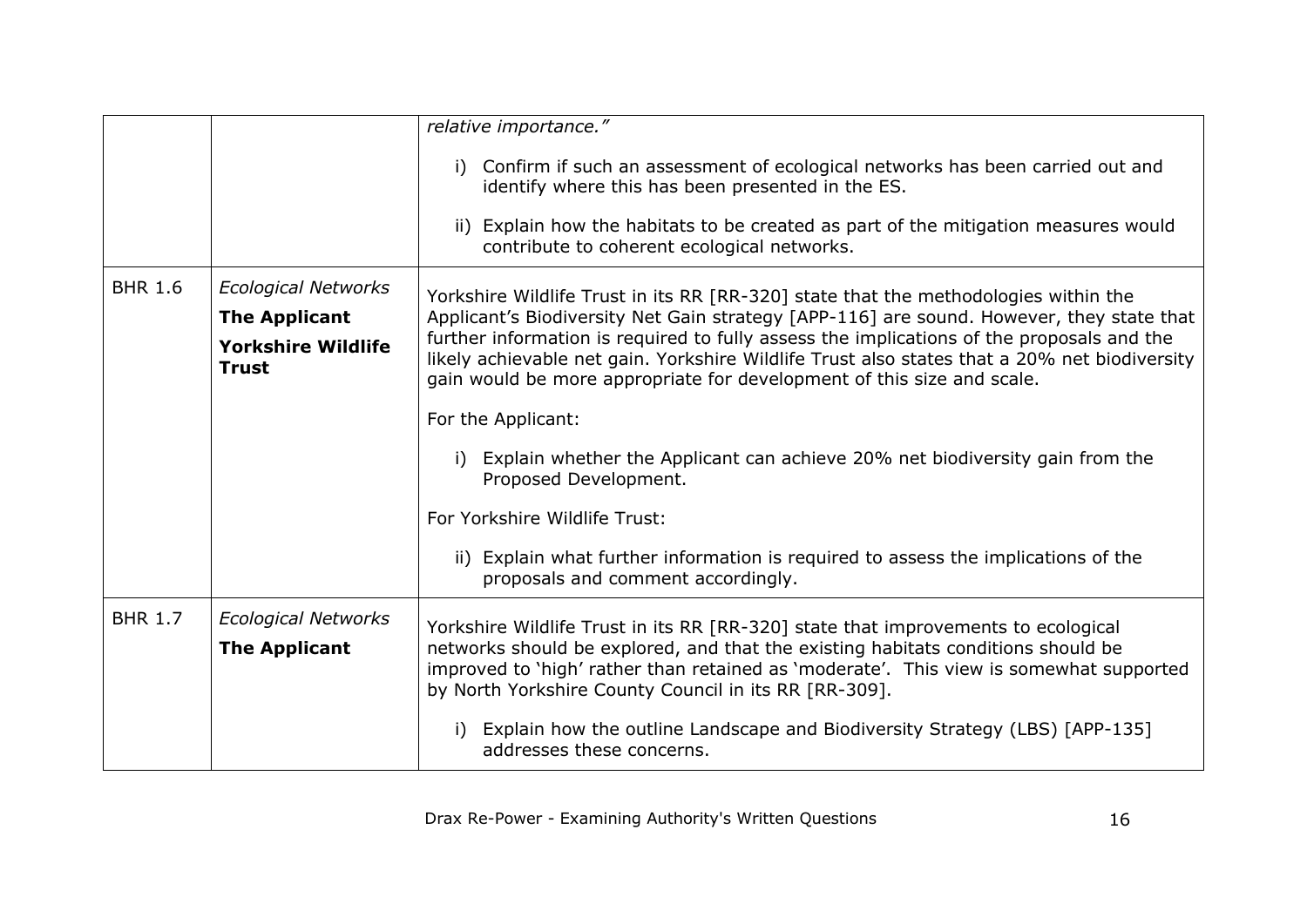| | | |
|---|---|---|
| | | *relative importance."*<br><br>i) Confirm if such an assessment of ecological networks has been carried out and identify where this has been presented in the ES.<br><br>ii) Explain how the habitats to be created as part of the mitigation measures would contribute to coherent ecological networks. |
| BHR 1.6 | *Ecological Networks*<br>**The Applicant**<br>**Yorkshire Wildlife Trust** | Yorkshire Wildlife Trust in its RR [RR-320] state that the methodologies within the Applicant's Biodiversity Net Gain strategy [APP-116] are sound. However, they state that further information is required to fully assess the implications of the proposals and the likely achievable net gain. Yorkshire Wildlife Trust also states that a 20% net biodiversity gain would be more appropriate for development of this size and scale.<br><br>For the Applicant:<br><br>i) Explain whether the Applicant can achieve 20% net biodiversity gain from the Proposed Development.<br><br>For Yorkshire Wildlife Trust:<br><br>ii) Explain what further information is required to assess the implications of the proposals and comment accordingly. |
| BHR 1.7 | *Ecological Networks*<br>**The Applicant** | Yorkshire Wildlife Trust in its RR [RR-320] state that improvements to ecological networks should be explored, and that the existing habitats conditions should be improved to 'high' rather than retained as 'moderate'. This view is somewhat supported by North Yorkshire County Council in its RR [RR-309].<br><br>i) Explain how the outline Landscape and Biodiversity Strategy (LBS) [APP-135] addresses these concerns. |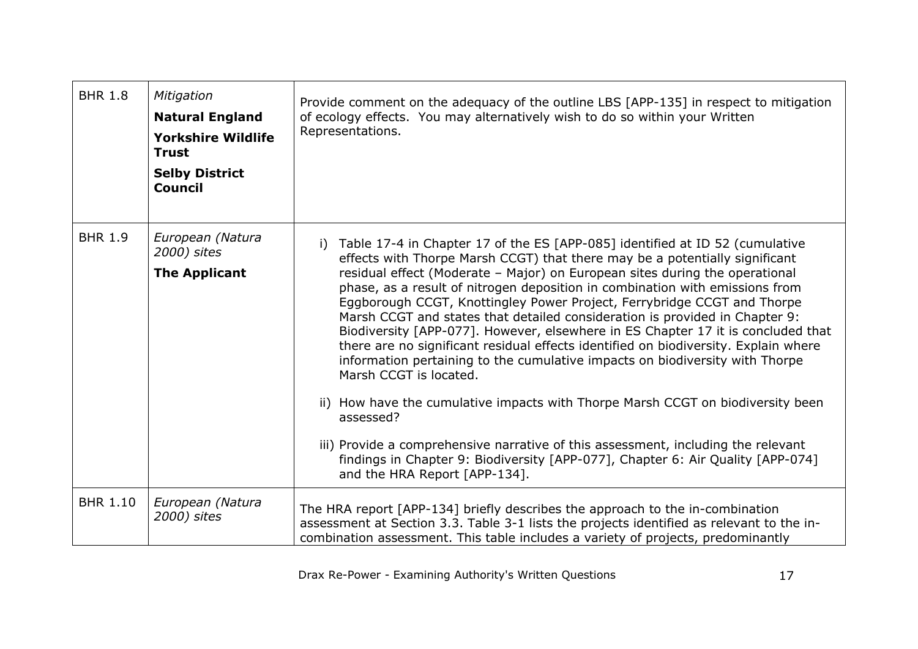| | | |
|---|---|---|
| BHR 1.8 | *Mitigation*<br>**Natural England**<br>**Yorkshire Wildlife Trust**<br>**Selby District Council** | Provide comment on the adequacy of the outline LBS [APP-135] in respect to mitigation of ecology effects. You may alternatively wish to do so within your Written Representations. |
| BHR 1.9 | *European (Natura 2000) sites*<br>**The Applicant** | i) Table 17-4 in Chapter 17 of the ES [APP-085] identified at ID 52 (cumulative effects with Thorpe Marsh CCGT) that there may be a potentially significant residual effect (Moderate – Major) on European sites during the operational phase, as a result of nitrogen deposition in combination with emissions from Eggborough CCGT, Knottingley Power Project, Ferrybridge CCGT and Thorpe Marsh CCGT and states that detailed consideration is provided in Chapter 9: Biodiversity [APP-077]. However, elsewhere in ES Chapter 17 it is concluded that there are no significant residual effects identified on biodiversity. Explain where information pertaining to the cumulative impacts on biodiversity with Thorpe Marsh CCGT is located.<br><br>ii) How have the cumulative impacts with Thorpe Marsh CCGT on biodiversity been assessed?<br><br>iii) Provide a comprehensive narrative of this assessment, including the relevant findings in Chapter 9: Biodiversity [APP-077], Chapter 6: Air Quality [APP-074] and the HRA Report [APP-134]. |
| BHR 1.10 | *European (Natura 2000) sites* | The HRA report [APP-134] briefly describes the approach to the in-combination assessment at Section 3.3. Table 3-1 lists the projects identified as relevant to the in-combination assessment. This table includes a variety of projects, predominantly |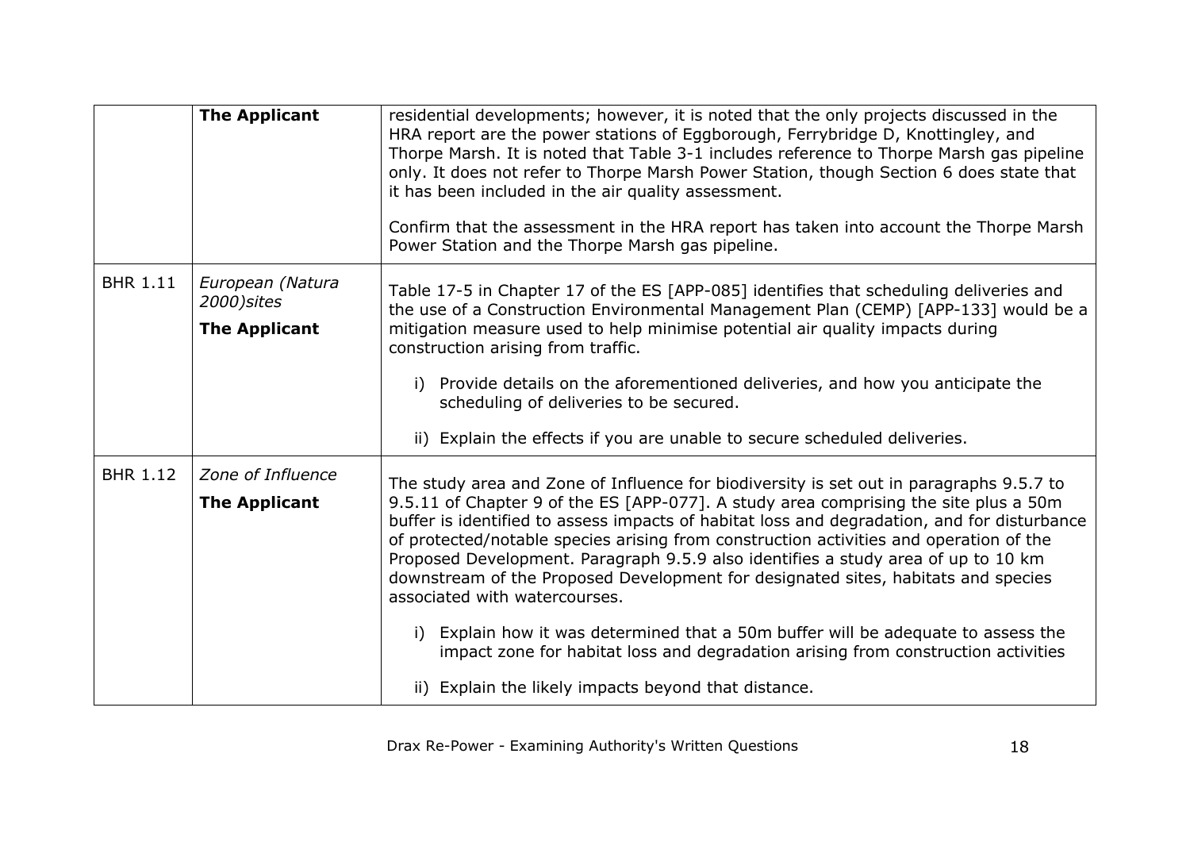| | | |
|---|---|---|
| | **The Applicant** | residential developments; however, it is noted that the only projects discussed in the HRA report are the power stations of Eggborough, Ferrybridge D, Knottingley, and Thorpe Marsh. It is noted that Table 3-1 includes reference to Thorpe Marsh gas pipeline only. It does not refer to Thorpe Marsh Power Station, though Section 6 does state that it has been included in the air quality assessment.<br><br>Confirm that the assessment in the HRA report has taken into account the Thorpe Marsh Power Station and the Thorpe Marsh gas pipeline. |
| BHR 1.11 | *European (Natura 2000)sites*<br><br>**The Applicant** | Table 17-5 in Chapter 17 of the ES [APP-085] identifies that scheduling deliveries and the use of a Construction Environmental Management Plan (CEMP) [APP-133] would be a mitigation measure used to help minimise potential air quality impacts during construction arising from traffic.<br><br>i) Provide details on the aforementioned deliveries, and how you anticipate the scheduling of deliveries to be secured.<br><br>ii) Explain the effects if you are unable to secure scheduled deliveries. |
| BHR 1.12 | *Zone of Influence*<br><br>**The Applicant** | The study area and Zone of Influence for biodiversity is set out in paragraphs 9.5.7 to 9.5.11 of Chapter 9 of the ES [APP-077]. A study area comprising the site plus a 50m buffer is identified to assess impacts of habitat loss and degradation, and for disturbance of protected/notable species arising from construction activities and operation of the Proposed Development. Paragraph 9.5.9 also identifies a study area of up to 10 km downstream of the Proposed Development for designated sites, habitats and species associated with watercourses.<br><br>i) Explain how it was determined that a 50m buffer will be adequate to assess the impact zone for habitat loss and degradation arising from construction activities<br><br>ii) Explain the likely impacts beyond that distance. |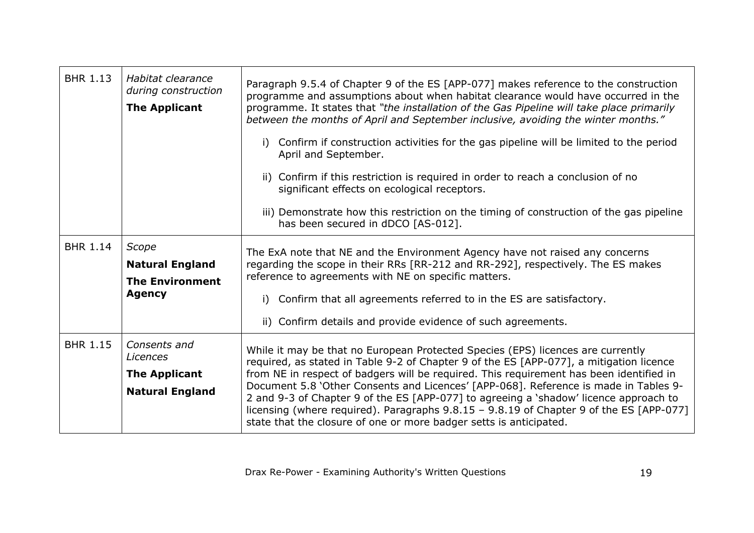| BHR 1.13 | *Habitat clearance during construction*<br>**The Applicant** | Paragraph 9.5.4 of Chapter 9 of the ES [APP-077] makes reference to the construction programme and assumptions about when habitat clearance would have occurred in the programme. It states that *"the installation of the Gas Pipeline will take place primarily between the months of April and September inclusive, avoiding the winter months."*<br>i) Confirm if construction activities for the gas pipeline will be limited to the period April and September.<br>ii) Confirm if this restriction is required in order to reach a conclusion of no significant effects on ecological receptors.<br>iii) Demonstrate how this restriction on the timing of construction of the gas pipeline has been secured in dDCO [AS-012]. |
|---|---|---|
| BHR 1.14 | *Scope*<br>**Natural England**<br>**The Environment Agency** | The ExA note that NE and the Environment Agency have not raised any concerns regarding the scope in their RRs [RR-212 and RR-292], respectively. The ES makes reference to agreements with NE on specific matters.<br>i) Confirm that all agreements referred to in the ES are satisfactory.<br>ii) Confirm details and provide evidence of such agreements. |
| BHR 1.15 | *Consents and Licences*<br>**The Applicant**<br>**Natural England** | While it may be that no European Protected Species (EPS) licences are currently required, as stated in Table 9-2 of Chapter 9 of the ES [APP-077], a mitigation licence from NE in respect of badgers will be required. This requirement has been identified in Document 5.8 'Other Consents and Licences' [APP-068]. Reference is made in Tables 9-2 and 9-3 of Chapter 9 of the ES [APP-077] to agreeing a 'shadow' licence approach to licensing (where required). Paragraphs 9.8.15 – 9.8.19 of Chapter 9 of the ES [APP-077] state that the closure of one or more badger setts is anticipated. |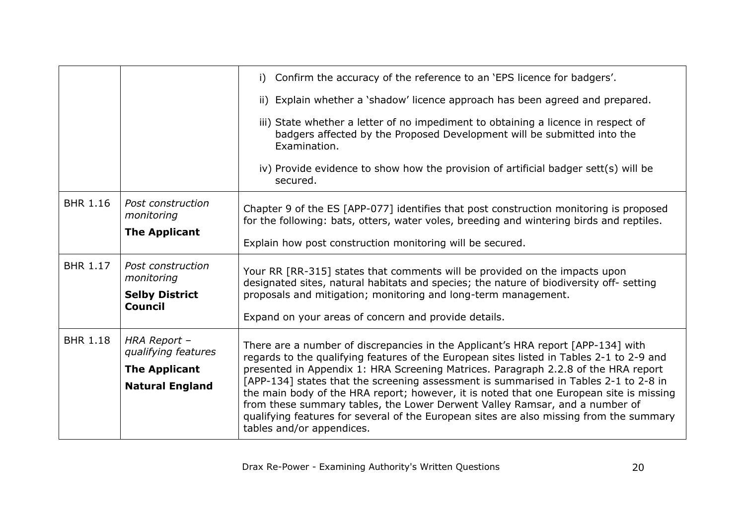| | | |
|---|---|---|
| | | i) Confirm the accuracy of the reference to an 'EPS licence for badgers'.<br><br>ii) Explain whether a 'shadow' licence approach has been agreed and prepared.<br><br>iii) State whether a letter of no impediment to obtaining a licence in respect of badgers affected by the Proposed Development will be submitted into the Examination.<br><br>iv) Provide evidence to show how the provision of artificial badger sett(s) will be secured. |
| BHR 1.16 | *Post construction monitoring*<br><br>**The Applicant** | Chapter 9 of the ES [APP-077] identifies that post construction monitoring is proposed for the following: bats, otters, water voles, breeding and wintering birds and reptiles.<br><br>Explain how post construction monitoring will be secured. |
| BHR 1.17 | *Post construction monitoring*<br><br>**Selby District Council** | Your RR [RR-315] states that comments will be provided on the impacts upon designated sites, natural habitats and species; the nature of biodiversity off- setting proposals and mitigation; monitoring and long-term management.<br><br>Expand on your areas of concern and provide details. |
| BHR 1.18 | *HRA Report – qualifying features*<br><br>**The Applicant**<br><br>**Natural England** | There are a number of discrepancies in the Applicant's HRA report [APP-134] with regards to the qualifying features of the European sites listed in Tables 2-1 to 2-9 and presented in Appendix 1: HRA Screening Matrices. Paragraph 2.2.8 of the HRA report [APP-134] states that the screening assessment is summarised in Tables 2-1 to 2-8 in the main body of the HRA report; however, it is noted that one European site is missing from these summary tables, the Lower Derwent Valley Ramsar, and a number of qualifying features for several of the European sites are also missing from the summary tables and/or appendices. |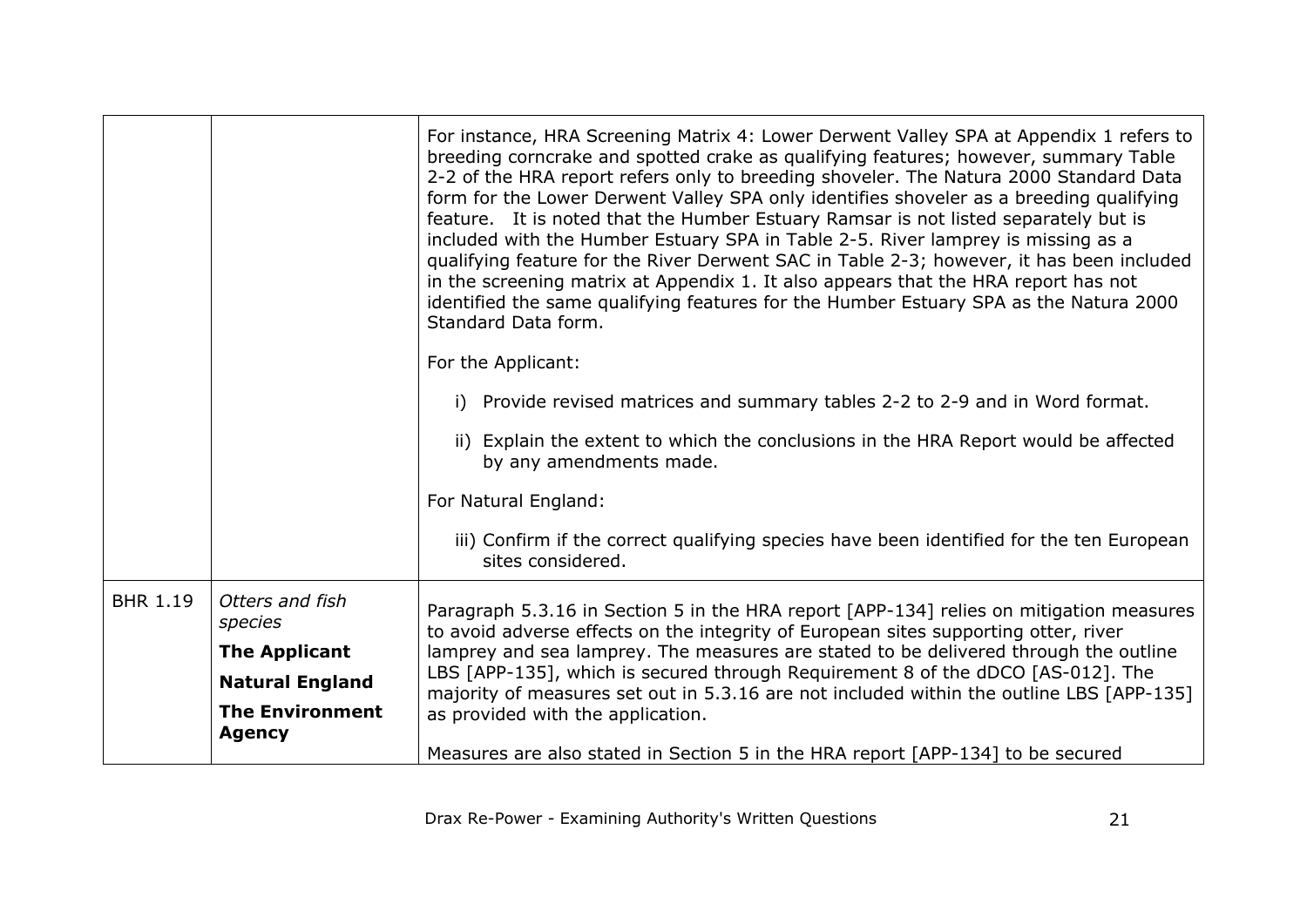| | | |
|---|---|---|
| | | For instance, HRA Screening Matrix 4: Lower Derwent Valley SPA at Appendix 1 refers to breeding corncrake and spotted crake as qualifying features; however, summary Table 2-2 of the HRA report refers only to breeding shoveler. The Natura 2000 Standard Data form for the Lower Derwent Valley SPA only identifies shoveler as a breeding qualifying feature. It is noted that the Humber Estuary Ramsar is not listed separately but is included with the Humber Estuary SPA in Table 2-5. River lamprey is missing as a qualifying feature for the River Derwent SAC in Table 2-3; however, it has been included in the screening matrix at Appendix 1. It also appears that the HRA report has not identified the same qualifying features for the Humber Estuary SPA as the Natura 2000 Standard Data form.<br><br>For the Applicant:<br><br>i) Provide revised matrices and summary tables 2-2 to 2-9 and in Word format.<br><br>ii) Explain the extent to which the conclusions in the HRA Report would be affected by any amendments made.<br><br>For Natural England:<br><br>iii) Confirm if the correct qualifying species have been identified for the ten European sites considered. |
| BHR 1.19 | *Otters and fish species*<br><br>**The Applicant**<br><br>**Natural England**<br><br>**The Environment Agency** | Paragraph 5.3.16 in Section 5 in the HRA report [APP-134] relies on mitigation measures to avoid adverse effects on the integrity of European sites supporting otter, river lamprey and sea lamprey. The measures are stated to be delivered through the outline LBS [APP-135], which is secured through Requirement 8 of the dDCO [AS-012]. The majority of measures set out in 5.3.16 are not included within the outline LBS [APP-135] as provided with the application.<br><br>Measures are also stated in Section 5 in the HRA report [APP-134] to be secured |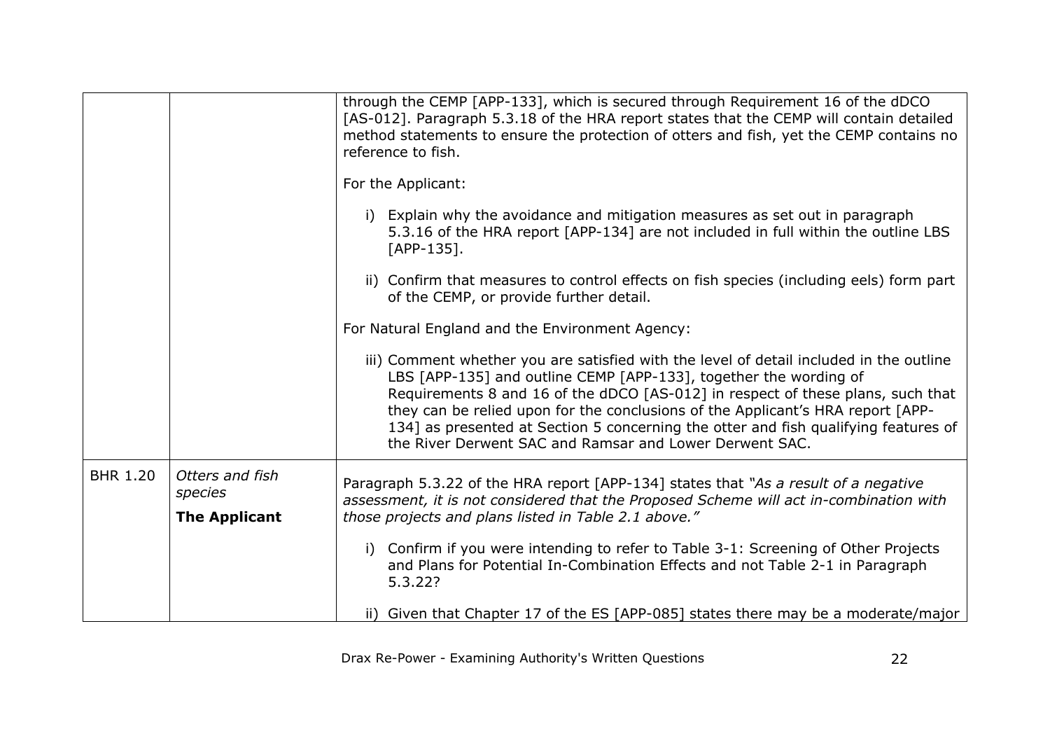| | | |
|---|---|---|
| | | through the CEMP [APP-133], which is secured through Requirement 16 of the dDCO [AS-012]. Paragraph 5.3.18 of the HRA report states that the CEMP will contain detailed method statements to ensure the protection of otters and fish, yet the CEMP contains no reference to fish.<br><br>For the Applicant:<br><br>i) Explain why the avoidance and mitigation measures as set out in paragraph 5.3.16 of the HRA report [APP-134] are not included in full within the outline LBS [APP-135].<br><br>ii) Confirm that measures to control effects on fish species (including eels) form part of the CEMP, or provide further detail.<br><br>For Natural England and the Environment Agency:<br><br>iii) Comment whether you are satisfied with the level of detail included in the outline LBS [APP-135] and outline CEMP [APP-133], together the wording of Requirements 8 and 16 of the dDCO [AS-012] in respect of these plans, such that they can be relied upon for the conclusions of the Applicant's HRA report [APP-134] as presented at Section 5 concerning the otter and fish qualifying features of the River Derwent SAC and Ramsar and Lower Derwent SAC. |
| BHR 1.20 | *Otters and fish species*<br><br>**The Applicant** | Paragraph 5.3.22 of the HRA report [APP-134] states that *"As a result of a negative assessment, it is not considered that the Proposed Scheme will act in-combination with those projects and plans listed in Table 2.1 above."*<br><br>i) Confirm if you were intending to refer to Table 3-1: Screening of Other Projects and Plans for Potential In-Combination Effects and not Table 2-1 in Paragraph 5.3.22?<br><br>ii) Given that Chapter 17 of the ES [APP-085] states there may be a moderate/major |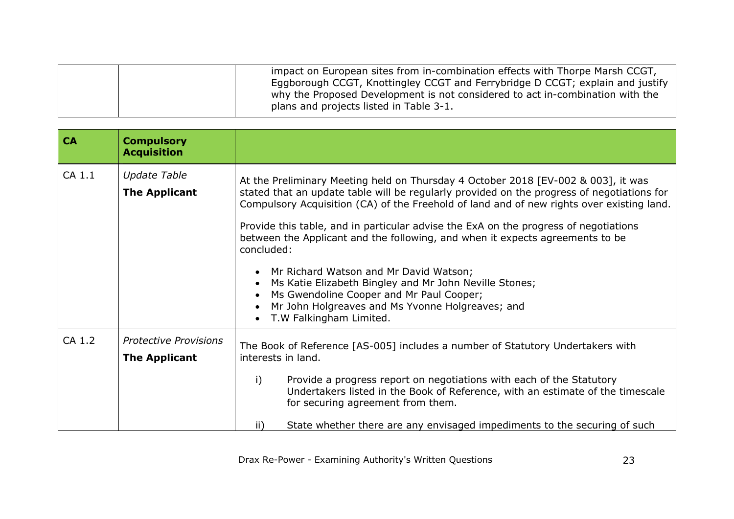| | | |
|---|---|---|
| | | impact on European sites from in-combination effects with Thorpe Marsh CCGT, Eggborough CCGT, Knottingley CCGT and Ferrybridge D CCGT; explain and justify why the Proposed Development is not considered to act in-combination with the plans and projects listed in Table 3-1. |

| **CA** | **Compulsory Acquisition** | |
|---|---|---|
| CA 1.1 | *Update Table*<br>**The Applicant** | At the Preliminary Meeting held on Thursday 4 October 2018 [EV-002 & 003], it was stated that an update table will be regularly provided on the progress of negotiations for Compulsory Acquisition (CA) of the Freehold of land and of new rights over existing land.<br><br>Provide this table, and in particular advise the ExA on the progress of negotiations between the Applicant and the following, and when it expects agreements to be concluded:<br><br>• Mr Richard Watson and Mr David Watson;<br>• Ms Katie Elizabeth Bingley and Mr John Neville Stones;<br>• Ms Gwendoline Cooper and Mr Paul Cooper;<br>• Mr John Holgreaves and Ms Yvonne Holgreaves; and<br>• T.W Falkingham Limited. |
| CA 1.2 | *Protective Provisions*<br>**The Applicant** | The Book of Reference [AS-005] includes a number of Statutory Undertakers with interests in land.<br><br>i) Provide a progress report on negotiations with each of the Statutory Undertakers listed in the Book of Reference, with an estimate of the timescale for securing agreement from them.<br><br>ii) State whether there are any envisaged impediments to the securing of such |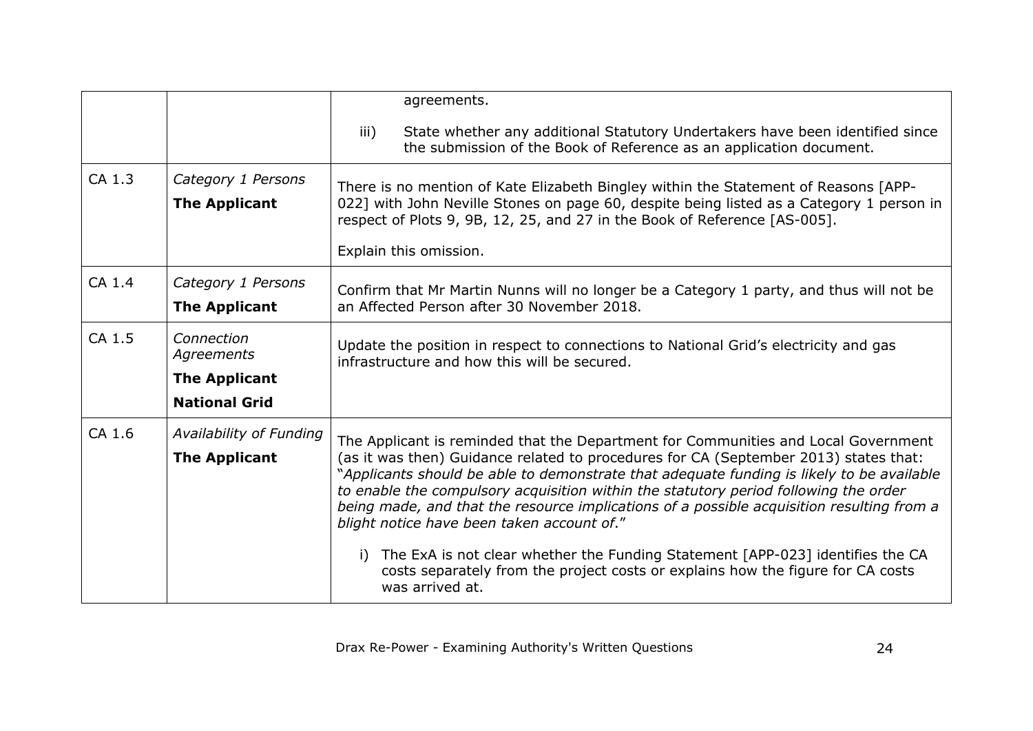| | | |
|---|---|---|
| | | agreements.<br><br>iii) State whether any additional Statutory Undertakers have been identified since the submission of the Book of Reference as an application document. |
| CA 1.3 | *Category 1 Persons*<br>**The Applicant** | There is no mention of Kate Elizabeth Bingley within the Statement of Reasons [APP-022] with John Neville Stones on page 60, despite being listed as a Category 1 person in respect of Plots 9, 9B, 12, 25, and 27 in the Book of Reference [AS-005].<br><br>Explain this omission. |
| CA 1.4 | *Category 1 Persons*<br>**The Applicant** | Confirm that Mr Martin Nunns will no longer be a Category 1 party, and thus will not be an Affected Person after 30 November 2018. |
| CA 1.5 | *Connection Agreements*<br>**The Applicant**<br>**National Grid** | Update the position in respect to connections to National Grid's electricity and gas infrastructure and how this will be secured. |
| CA 1.6 | *Availability of Funding*<br>**The Applicant** | The Applicant is reminded that the Department for Communities and Local Government (as it was then) Guidance related to procedures for CA (September 2013) states that: "*Applicants should be able to demonstrate that adequate funding is likely to be available to enable the compulsory acquisition within the statutory period following the order being made, and that the resource implications of a possible acquisition resulting from a blight notice have been taken account of*."<br><br>i) The ExA is not clear whether the Funding Statement [APP-023] identifies the CA costs separately from the project costs or explains how the figure for CA costs was arrived at. |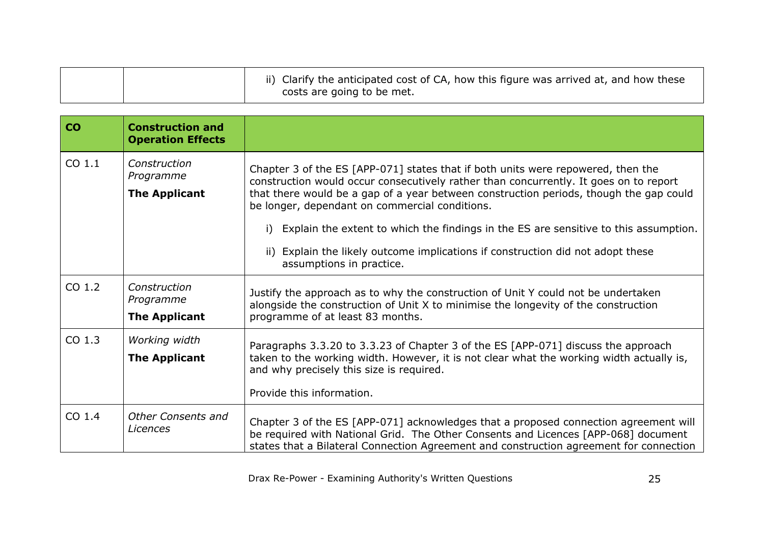| | | |
|---|---|---|
| | | ii) Clarify the anticipated cost of CA, how this figure was arrived at, and how these costs are going to be met. |

| **CO** | **Construction and Operation Effects** | |
|---|---|---|
| CO 1.1 | *Construction Programme* **The Applicant** | Chapter 3 of the ES [APP-071] states that if both units were repowered, then the construction would occur consecutively rather than concurrently. It goes on to report that there would be a gap of a year between construction periods, though the gap could be longer, dependant on commercial conditions. i) Explain the extent to which the findings in the ES are sensitive to this assumption. ii) Explain the likely outcome implications if construction did not adopt these assumptions in practice. |
| CO 1.2 | *Construction Programme* **The Applicant** | Justify the approach as to why the construction of Unit Y could not be undertaken alongside the construction of Unit X to minimise the longevity of the construction programme of at least 83 months. |
| CO 1.3 | *Working width* **The Applicant** | Paragraphs 3.3.20 to 3.3.23 of Chapter 3 of the ES [APP-071] discuss the approach taken to the working width. However, it is not clear what the working width actually is, and why precisely this size is required. Provide this information. |
| CO 1.4 | *Other Consents and Licences* | Chapter 3 of the ES [APP-071] acknowledges that a proposed connection agreement will be required with National Grid. The Other Consents and Licences [APP-068] document states that a Bilateral Connection Agreement and construction agreement for connection |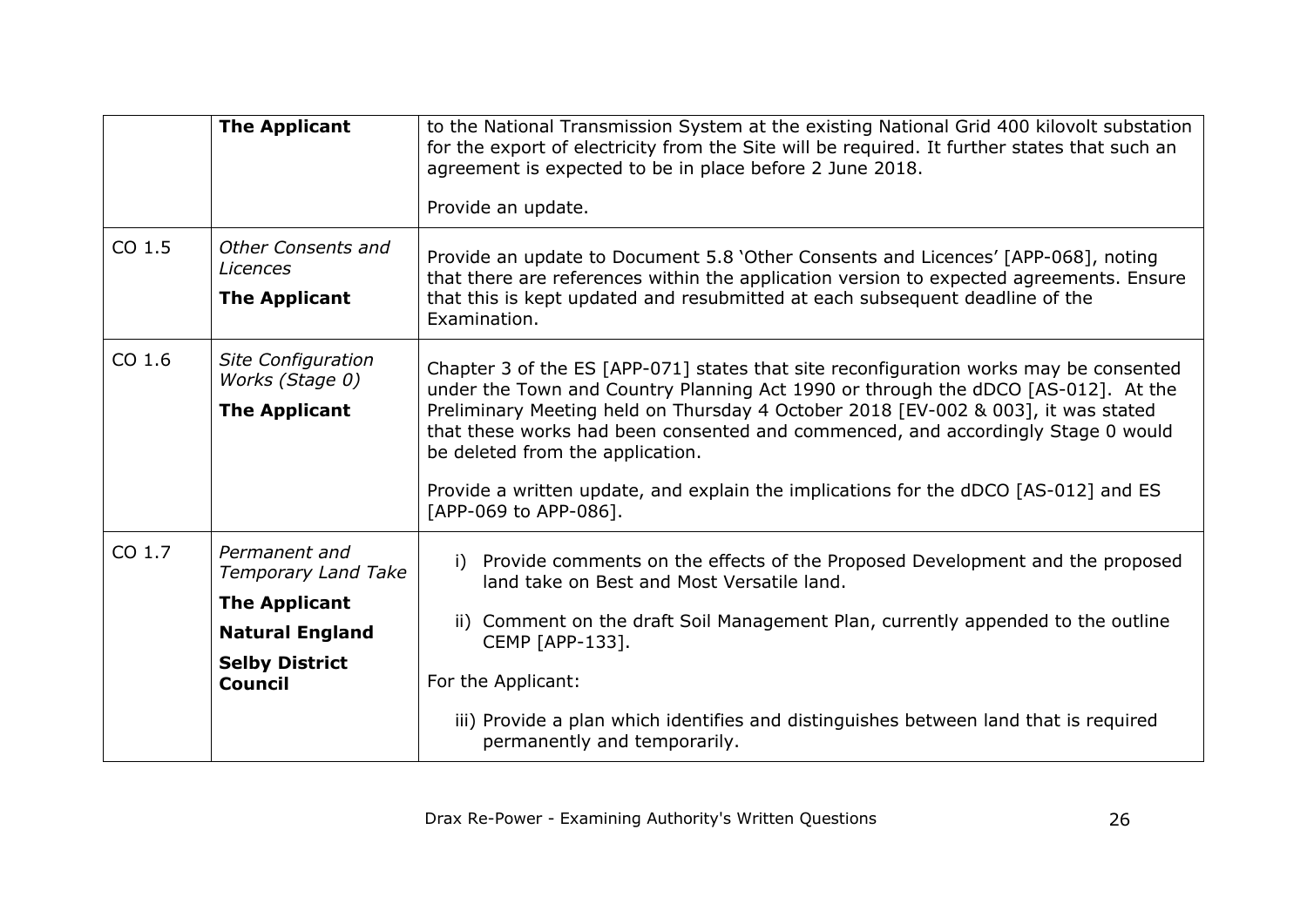| | | |
|---|---|---|
| | **The Applicant** | to the National Transmission System at the existing National Grid 400 kilovolt substation for the export of electricity from the Site will be required. It further states that such an agreement is expected to be in place before 2 June 2018.<br><br>Provide an update. |
| CO 1.5 | *Other Consents and Licences*<br>**The Applicant** | Provide an update to Document 5.8 'Other Consents and Licences' [APP-068], noting that there are references within the application version to expected agreements. Ensure that this is kept updated and resubmitted at each subsequent deadline of the Examination. |
| CO 1.6 | *Site Configuration Works (Stage 0)*<br>**The Applicant** | Chapter 3 of the ES [APP-071] states that site reconfiguration works may be consented under the Town and Country Planning Act 1990 or through the dDCO [AS-012]. At the Preliminary Meeting held on Thursday 4 October 2018 [EV-002 & 003], it was stated that these works had been consented and commenced, and accordingly Stage 0 would be deleted from the application.<br><br>Provide a written update, and explain the implications for the dDCO [AS-012] and ES [APP-069 to APP-086]. |
| CO 1.7 | *Permanent and Temporary Land Take*<br>**The Applicant**<br>**Natural England**<br>**Selby District Council** | i) Provide comments on the effects of the Proposed Development and the proposed land take on Best and Most Versatile land.<br><br>ii) Comment on the draft Soil Management Plan, currently appended to the outline CEMP [APP-133].<br><br>For the Applicant:<br><br>iii) Provide a plan which identifies and distinguishes between land that is required permanently and temporarily. |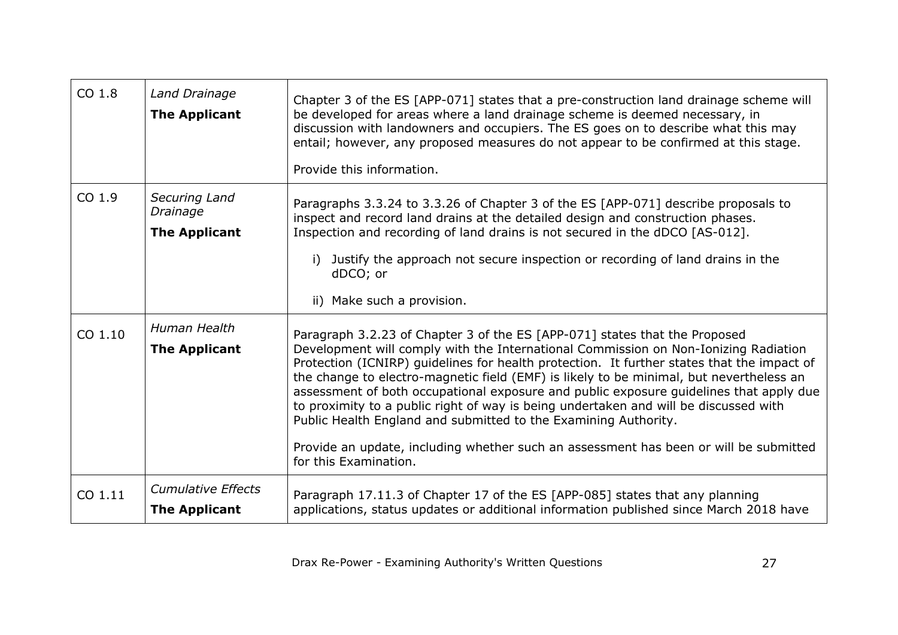| | | |
|---|---|---|
| CO 1.8 | *Land Drainage*<br>**The Applicant** | Chapter 3 of the ES [APP-071] states that a pre-construction land drainage scheme will be developed for areas where a land drainage scheme is deemed necessary, in discussion with landowners and occupiers. The ES goes on to describe what this may entail; however, any proposed measures do not appear to be confirmed at this stage.<br><br>Provide this information. |
| CO 1.9 | *Securing Land Drainage*<br>**The Applicant** | Paragraphs 3.3.24 to 3.3.26 of Chapter 3 of the ES [APP-071] describe proposals to inspect and record land drains at the detailed design and construction phases. Inspection and recording of land drains is not secured in the dDCO [AS-012].<br><br>i) Justify the approach not secure inspection or recording of land drains in the dDCO; or<br><br>ii) Make such a provision. |
| CO 1.10 | *Human Health*<br>**The Applicant** | Paragraph 3.2.23 of Chapter 3 of the ES [APP-071] states that the Proposed Development will comply with the International Commission on Non-Ionizing Radiation Protection (ICNIRP) guidelines for health protection. It further states that the impact of the change to electro-magnetic field (EMF) is likely to be minimal, but nevertheless an assessment of both occupational exposure and public exposure guidelines that apply due to proximity to a public right of way is being undertaken and will be discussed with Public Health England and submitted to the Examining Authority.<br><br>Provide an update, including whether such an assessment has been or will be submitted for this Examination. |
| CO 1.11 | *Cumulative Effects*<br>**The Applicant** | Paragraph 17.11.3 of Chapter 17 of the ES [APP-085] states that any planning applications, status updates or additional information published since March 2018 have |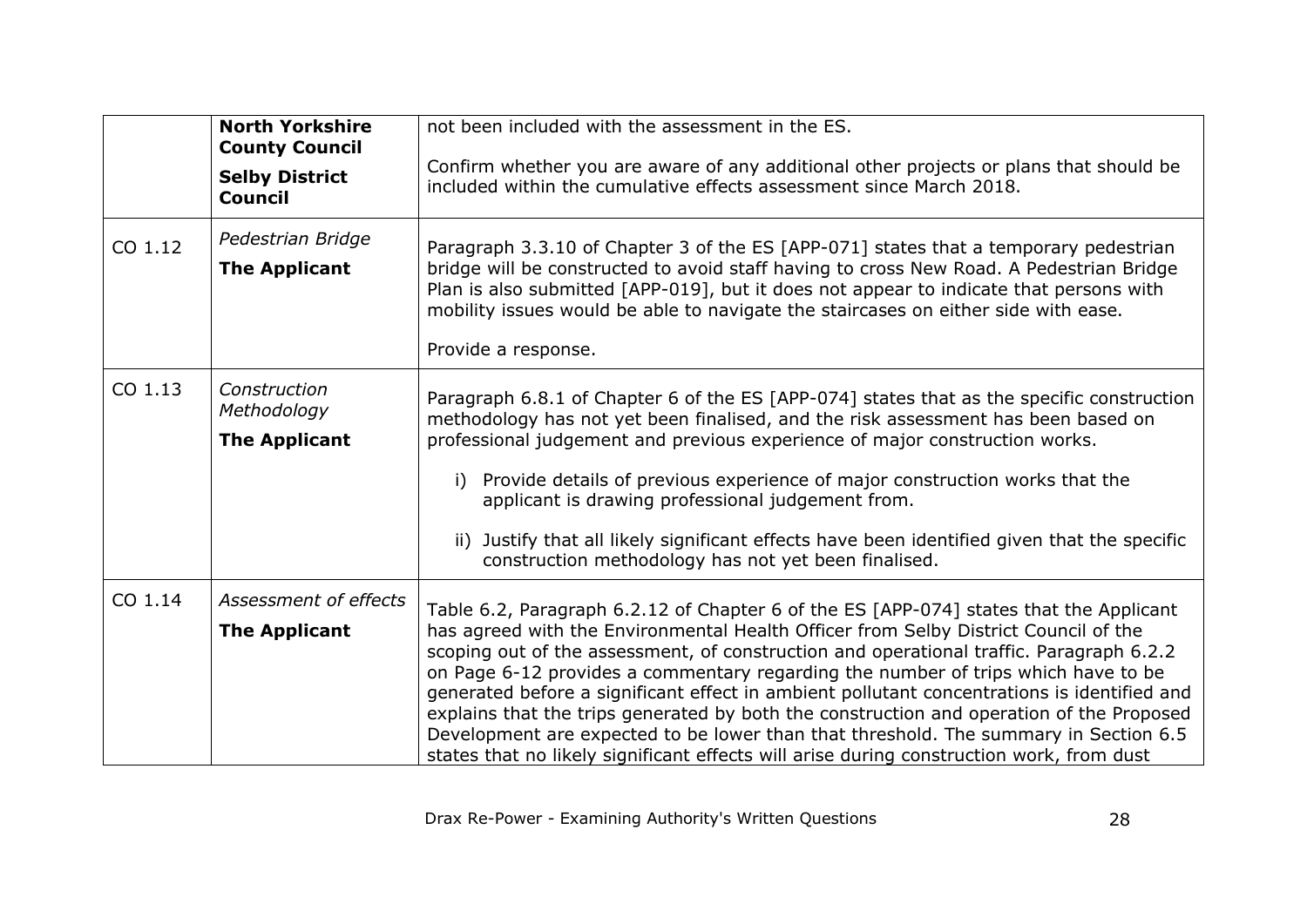| | | |
|---|---|---|
| | **North Yorkshire County Council**<br><br>**Selby District Council** | not been included with the assessment in the ES.<br><br>Confirm whether you are aware of any additional other projects or plans that should be included within the cumulative effects assessment since March 2018. |
| CO 1.12 | *Pedestrian Bridge*<br><br>**The Applicant** | Paragraph 3.3.10 of Chapter 3 of the ES [APP-071] states that a temporary pedestrian bridge will be constructed to avoid staff having to cross New Road. A Pedestrian Bridge Plan is also submitted [APP-019], but it does not appear to indicate that persons with mobility issues would be able to navigate the staircases on either side with ease.<br><br>Provide a response. |
| CO 1.13 | *Construction Methodology*<br><br>**The Applicant** | Paragraph 6.8.1 of Chapter 6 of the ES [APP-074] states that as the specific construction methodology has not yet been finalised, and the risk assessment has been based on professional judgement and previous experience of major construction works.<br><br>i) Provide details of previous experience of major construction works that the applicant is drawing professional judgement from.<br><br>ii) Justify that all likely significant effects have been identified given that the specific construction methodology has not yet been finalised. |
| CO 1.14 | *Assessment of effects*<br><br>**The Applicant** | Table 6.2, Paragraph 6.2.12 of Chapter 6 of the ES [APP-074] states that the Applicant has agreed with the Environmental Health Officer from Selby District Council of the scoping out of the assessment, of construction and operational traffic. Paragraph 6.2.2 on Page 6-12 provides a commentary regarding the number of trips which have to be generated before a significant effect in ambient pollutant concentrations is identified and explains that the trips generated by both the construction and operation of the Proposed Development are expected to be lower than that threshold. The summary in Section 6.5 states that no likely significant effects will arise during construction work, from dust |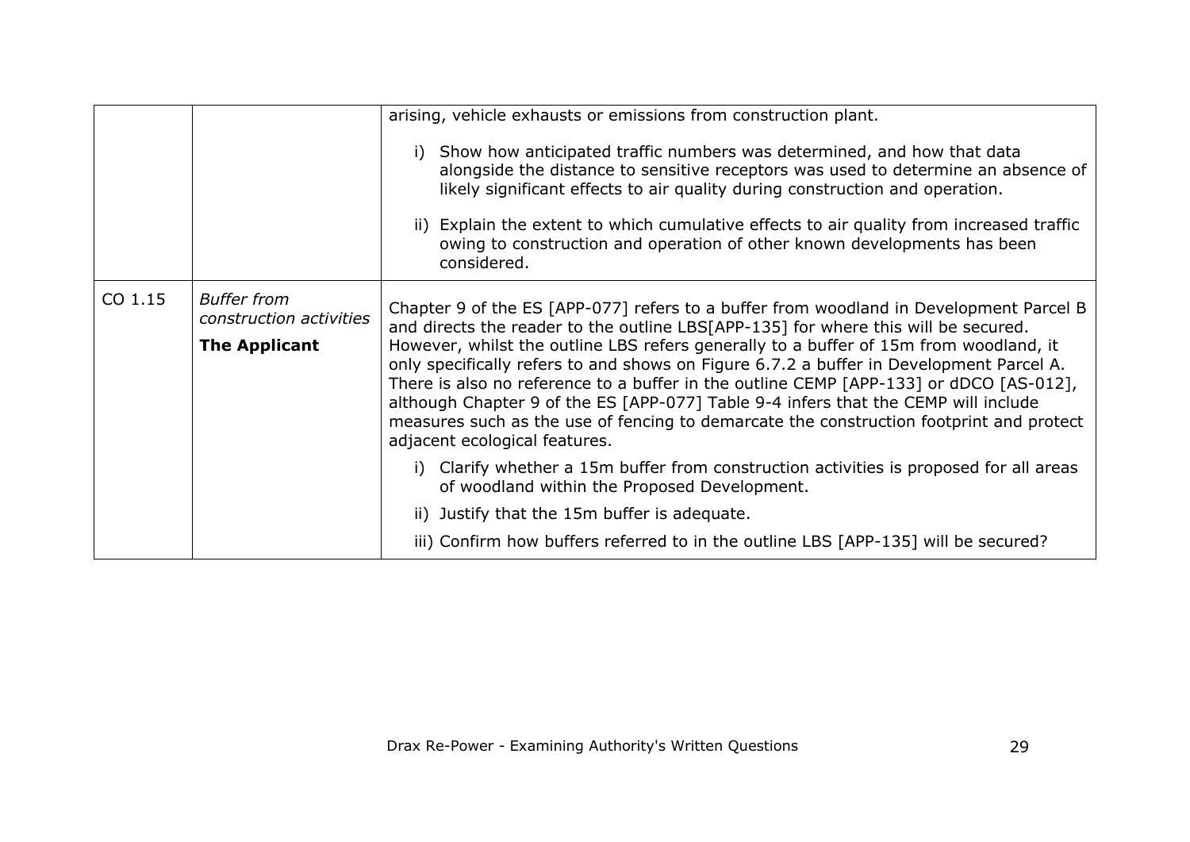| | | |
|---|---|---|
| | | arising, vehicle exhausts or emissions from construction plant.<br><br>i) Show how anticipated traffic numbers was determined, and how that data alongside the distance to sensitive receptors was used to determine an absence of likely significant effects to air quality during construction and operation.<br><br>ii) Explain the extent to which cumulative effects to air quality from increased traffic owing to construction and operation of other known developments has been considered. |
| CO 1.15 | *Buffer from construction activities*<br>**The Applicant** | Chapter 9 of the ES [APP-077] refers to a buffer from woodland in Development Parcel B and directs the reader to the outline LBS[APP-135] for where this will be secured. However, whilst the outline LBS refers generally to a buffer of 15m from woodland, it only specifically refers to and shows on Figure 6.7.2 a buffer in Development Parcel A. There is also no reference to a buffer in the outline CEMP [APP-133] or dDCO [AS-012], although Chapter 9 of the ES [APP-077] Table 9-4 infers that the CEMP will include measures such as the use of fencing to demarcate the construction footprint and protect adjacent ecological features.<br><br>i) Clarify whether a 15m buffer from construction activities is proposed for all areas of woodland within the Proposed Development.<br><br>ii) Justify that the 15m buffer is adequate.<br><br>iii) Confirm how buffers referred to in the outline LBS [APP-135] will be secured? |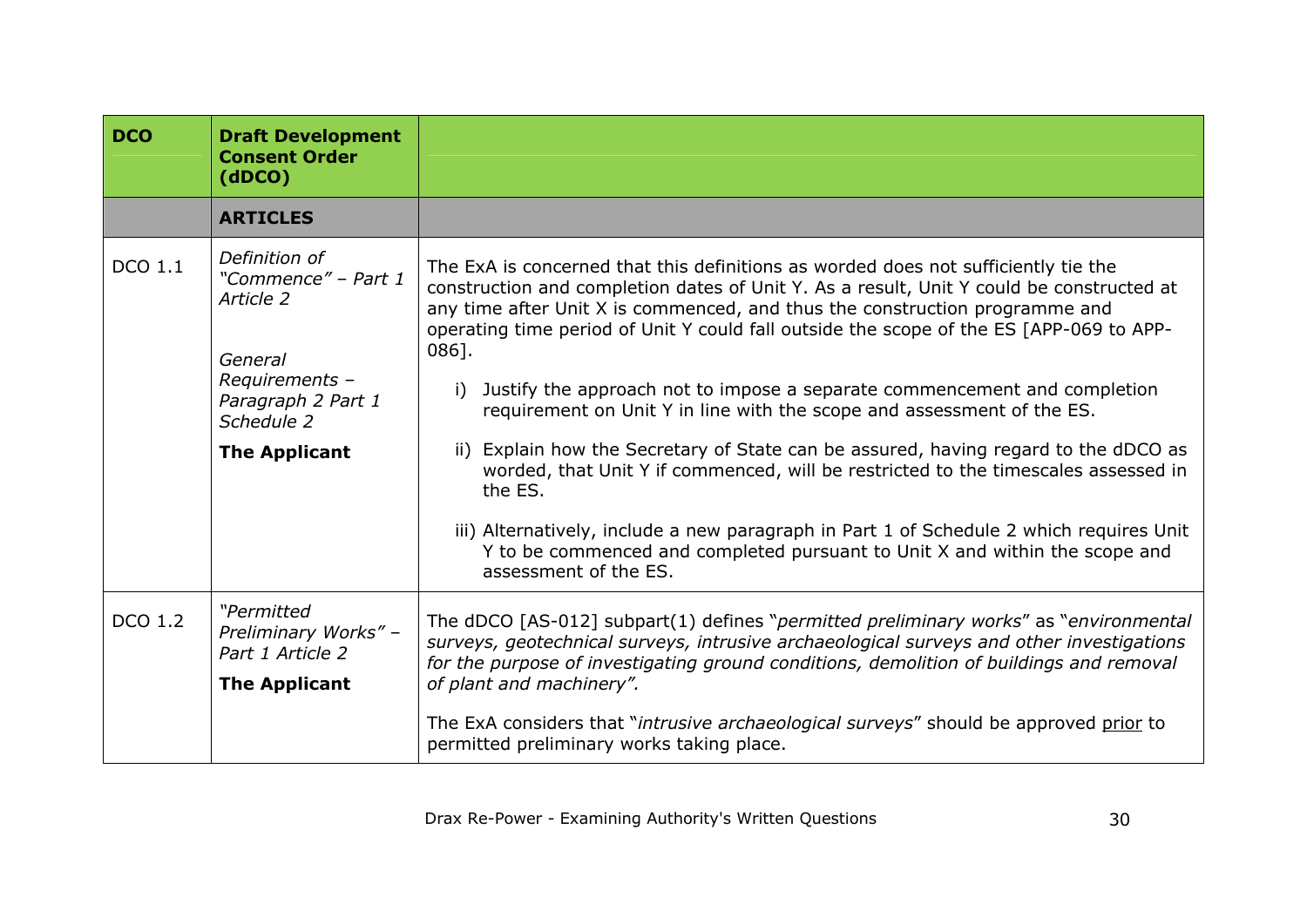| DCO | Draft Development Consent Order (dDCO) | |
|---|---|---|
| | **ARTICLES** | |
| DCO 1.1 | *Definition of "Commence" – Part 1 Article 2*<br><br>*General Requirements – Paragraph 2 Part 1 Schedule 2*<br><br>**The Applicant** | The ExA is concerned that this definitions as worded does not sufficiently tie the construction and completion dates of Unit Y. As a result, Unit Y could be constructed at any time after Unit X is commenced, and thus the construction programme and operating time period of Unit Y could fall outside the scope of the ES [APP-069 to APP-086].<br><br>i) Justify the approach not to impose a separate commencement and completion requirement on Unit Y in line with the scope and assessment of the ES.<br><br>ii) Explain how the Secretary of State can be assured, having regard to the dDCO as worded, that Unit Y if commenced, will be restricted to the timescales assessed in the ES.<br><br>iii) Alternatively, include a new paragraph in Part 1 of Schedule 2 which requires Unit Y to be commenced and completed pursuant to Unit X and within the scope and assessment of the ES. |
| DCO 1.2 | *"Permitted Preliminary Works" – Part 1 Article 2*<br><br>**The Applicant** | The dDCO [AS-012] subpart(1) defines "*permitted preliminary works*" as "*environmental surveys, geotechnical surveys, intrusive archaeological surveys and other investigations for the purpose of investigating ground conditions, demolition of buildings and removal of plant and machinery".*<br><br>The ExA considers that "*intrusive archaeological surveys*" should be approved <u>prior</u> to permitted preliminary works taking place. |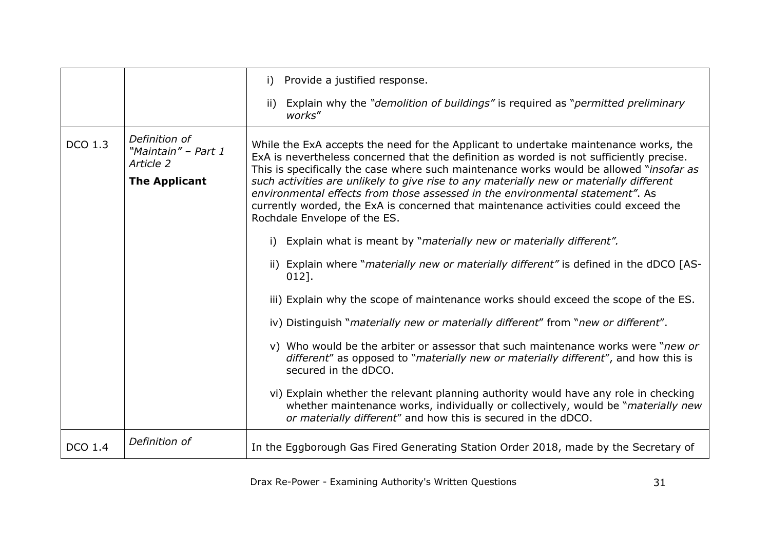| | | |
|---|---|---|
| | | i) Provide a justified response.<br><br>ii) Explain why the *"demolition of buildings"* is required as "*permitted preliminary works*" |
| DCO 1.3 | *Definition of "Maintain" – Part 1 Article 2*<br><br>**The Applicant** | While the ExA accepts the need for the Applicant to undertake maintenance works, the ExA is nevertheless concerned that the definition as worded is not sufficiently precise. This is specifically the case where such maintenance works would be allowed "*insofar as such activities are unlikely to give rise to any materially new or materially different environmental effects from those assessed in the environmental statement"*. As currently worded, the ExA is concerned that maintenance activities could exceed the Rochdale Envelope of the ES.<br><br>i) Explain what is meant by "*materially new or materially different".*<br><br>ii) Explain where "*materially new or materially different"* is defined in the dDCO [AS-012].<br><br>iii) Explain why the scope of maintenance works should exceed the scope of the ES.<br><br>iv) Distinguish "*materially new or materially different*" from "*new or different*".<br><br>v) Who would be the arbiter or assessor that such maintenance works were "*new or different*" as opposed to "*materially new or materially different*", and how this is secured in the dDCO.<br><br>vi) Explain whether the relevant planning authority would have any role in checking whether maintenance works, individually or collectively, would be "*materially new or materially different*" and how this is secured in the dDCO. |
| DCO 1.4 | *Definition of* | In the Eggborough Gas Fired Generating Station Order 2018, made by the Secretary of |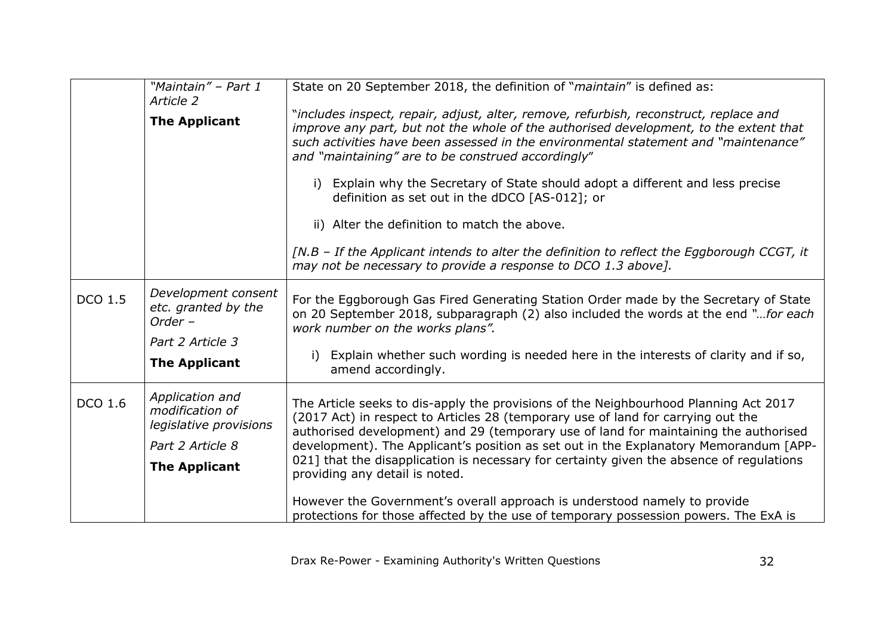| | | |
|---|---|---|
| | *"Maintain" – Part 1 Article 2*<br><br>**The Applicant** | State on 20 September 2018, the definition of "*maintain*" is defined as:<br><br>"*includes inspect, repair, adjust, alter, remove, refurbish, reconstruct, replace and improve any part, but not the whole of the authorised development, to the extent that such activities have been assessed in the environmental statement and "maintenance" and "maintaining" are to be construed accordingly*"<br><br>i) Explain why the Secretary of State should adopt a different and less precise definition as set out in the dDCO [AS-012]; or<br><br>ii) Alter the definition to match the above.<br><br>*[N.B – If the Applicant intends to alter the definition to reflect the Eggborough CCGT, it may not be necessary to provide a response to DCO 1.3 above].* |
| DCO 1.5 | *Development consent etc. granted by the Order –*<br><br>*Part 2 Article 3*<br><br>**The Applicant** | For the Eggborough Gas Fired Generating Station Order made by the Secretary of State on 20 September 2018, subparagraph (2) also included the words at the end *"…for each work number on the works plans".*<br><br>i) Explain whether such wording is needed here in the interests of clarity and if so, amend accordingly. |
| DCO 1.6 | *Application and modification of legislative provisions*<br><br>*Part 2 Article 8*<br><br>**The Applicant** | The Article seeks to dis-apply the provisions of the Neighbourhood Planning Act 2017 (2017 Act) in respect to Articles 28 (temporary use of land for carrying out the authorised development) and 29 (temporary use of land for maintaining the authorised development). The Applicant's position as set out in the Explanatory Memorandum [APP-021] that the disapplication is necessary for certainty given the absence of regulations providing any detail is noted.<br><br>However the Government's overall approach is understood namely to provide protections for those affected by the use of temporary possession powers. The ExA is |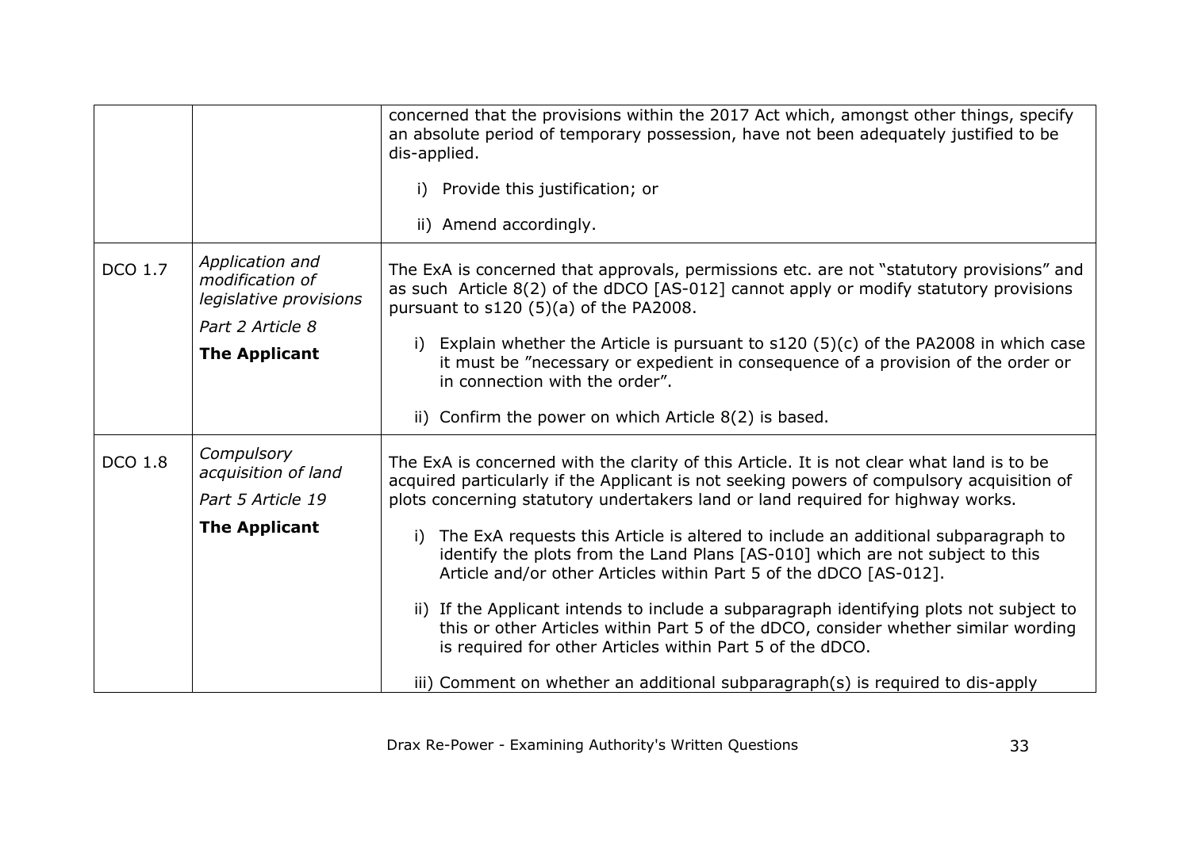| | | |
|---|---|---|
| | | concerned that the provisions within the 2017 Act which, amongst other things, specify an absolute period of temporary possession, have not been adequately justified to be dis-applied.<br><br>i) Provide this justification; or<br><br>ii) Amend accordingly. |
| DCO 1.7 | *Application and modification of legislative provisions*<br><br>*Part 2 Article 8*<br><br>**The Applicant** | The ExA is concerned that approvals, permissions etc. are not "statutory provisions" and as such Article 8(2) of the dDCO [AS-012] cannot apply or modify statutory provisions pursuant to s120 (5)(a) of the PA2008.<br><br>i) Explain whether the Article is pursuant to s120 (5)(c) of the PA2008 in which case it must be "necessary or expedient in consequence of a provision of the order or in connection with the order".<br><br>ii) Confirm the power on which Article 8(2) is based. |
| DCO 1.8 | *Compulsory acquisition of land*<br><br>*Part 5 Article 19*<br><br>**The Applicant** | The ExA is concerned with the clarity of this Article. It is not clear what land is to be acquired particularly if the Applicant is not seeking powers of compulsory acquisition of plots concerning statutory undertakers land or land required for highway works.<br><br>i) The ExA requests this Article is altered to include an additional subparagraph to identify the plots from the Land Plans [AS-010] which are not subject to this Article and/or other Articles within Part 5 of the dDCO [AS-012].<br><br>ii) If the Applicant intends to include a subparagraph identifying plots not subject to this or other Articles within Part 5 of the dDCO, consider whether similar wording is required for other Articles within Part 5 of the dDCO.<br><br>iii) Comment on whether an additional subparagraph(s) is required to dis-apply |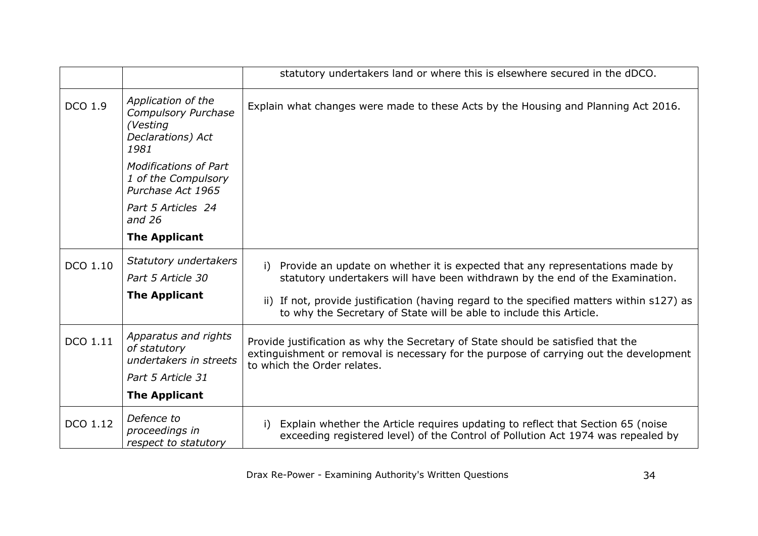|  |  |  |
|---|---|---|
|  |  | statutory undertakers land or where this is elsewhere secured in the dDCO. |
| DCO 1.9 | *Application of the Compulsory Purchase (Vesting Declarations) Act 1981*<br>*Modifications of Part 1 of the Compulsory Purchase Act 1965*<br>*Part 5 Articles 24 and 26*<br>**The Applicant** | Explain what changes were made to these Acts by the Housing and Planning Act 2016. |
| DCO 1.10 | *Statutory undertakers*<br>*Part 5 Article 30*<br>**The Applicant** | i) Provide an update on whether it is expected that any representations made by statutory undertakers will have been withdrawn by the end of the Examination.<br>ii) If not, provide justification (having regard to the specified matters within s127) as to why the Secretary of State will be able to include this Article. |
| DCO 1.11 | *Apparatus and rights of statutory undertakers in streets*<br>*Part 5 Article 31*<br>**The Applicant** | Provide justification as why the Secretary of State should be satisfied that the extinguishment or removal is necessary for the purpose of carrying out the development to which the Order relates. |
| DCO 1.12 | *Defence to proceedings in respect to statutory* | i) Explain whether the Article requires updating to reflect that Section 65 (noise exceeding registered level) of the Control of Pollution Act 1974 was repealed by |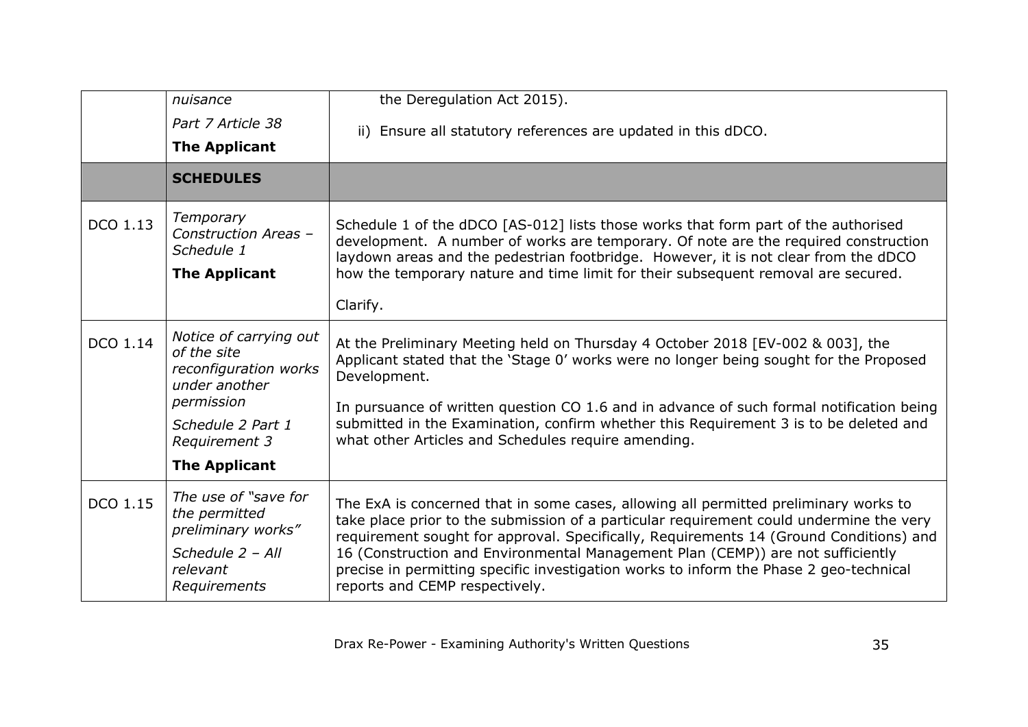| | | |
|---|---|---|
| | *nuisance*<br>*Part 7 Article 38*<br>**The Applicant** | the Deregulation Act 2015).<br>ii) Ensure all statutory references are updated in this dDCO. |
| | **SCHEDULES** | |
| DCO 1.13 | *Temporary Construction Areas – Schedule 1*<br>**The Applicant** | Schedule 1 of the dDCO [AS-012] lists those works that form part of the authorised development. A number of works are temporary. Of note are the required construction laydown areas and the pedestrian footbridge. However, it is not clear from the dDCO how the temporary nature and time limit for their subsequent removal are secured.<br><br>Clarify. |
| DCO 1.14 | *Notice of carrying out of the site reconfiguration works under another permission*<br>*Schedule 2 Part 1 Requirement 3*<br>**The Applicant** | At the Preliminary Meeting held on Thursday 4 October 2018 [EV-002 & 003], the Applicant stated that the 'Stage 0' works were no longer being sought for the Proposed Development.<br><br>In pursuance of written question CO 1.6 and in advance of such formal notification being submitted in the Examination, confirm whether this Requirement 3 is to be deleted and what other Articles and Schedules require amending. |
| DCO 1.15 | *The use of "save for the permitted preliminary works"*<br>*Schedule 2 – All relevant Requirements* | The ExA is concerned that in some cases, allowing all permitted preliminary works to take place prior to the submission of a particular requirement could undermine the very requirement sought for approval. Specifically, Requirements 14 (Ground Conditions) and 16 (Construction and Environmental Management Plan (CEMP)) are not sufficiently precise in permitting specific investigation works to inform the Phase 2 geo-technical reports and CEMP respectively. |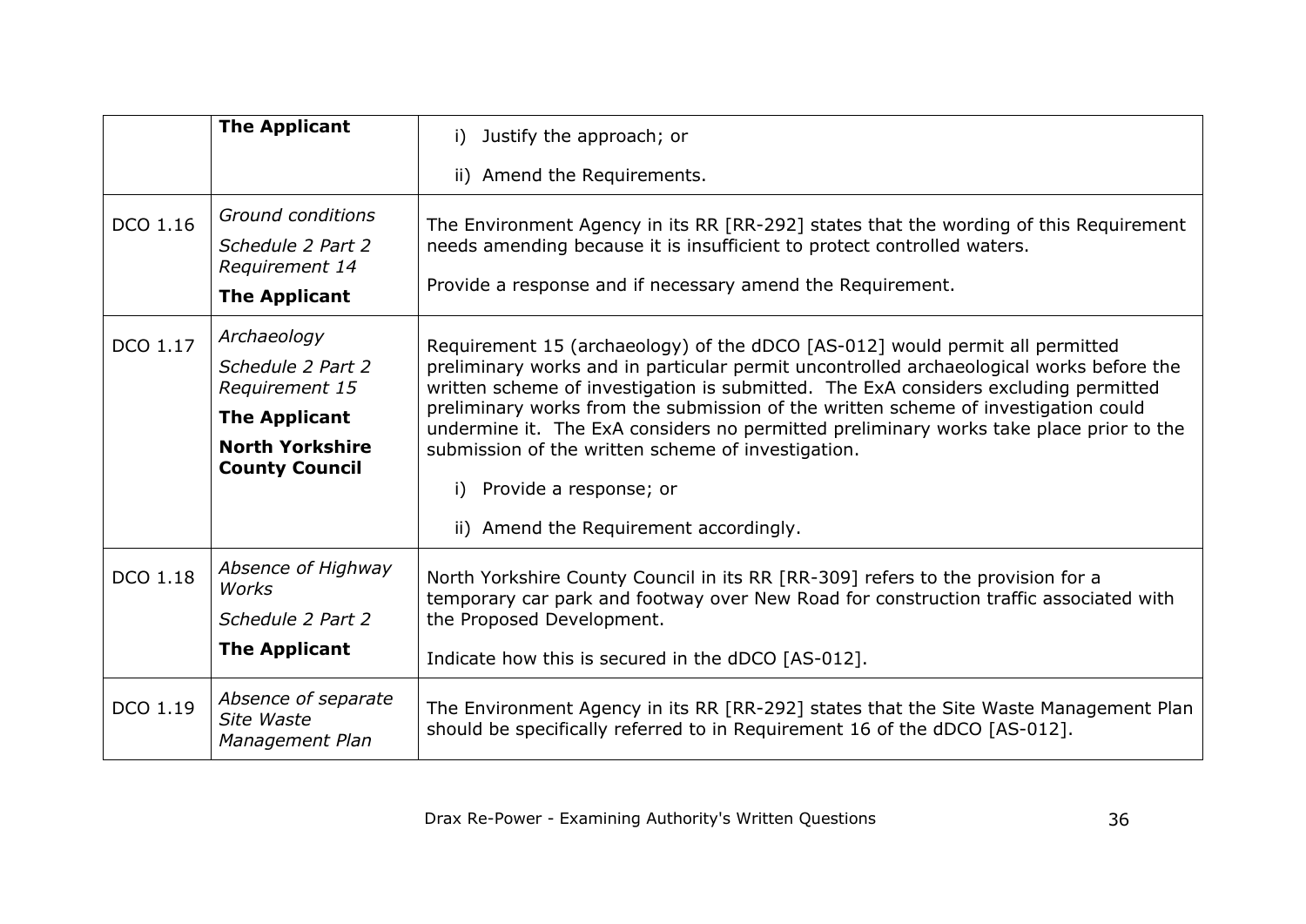| | | |
|---|---|---|
| | **The Applicant** | i) Justify the approach; or<br><br>ii) Amend the Requirements. |
| DCO 1.16 | *Ground conditions*<br>*Schedule 2 Part 2 Requirement 14*<br>**The Applicant** | The Environment Agency in its RR [RR-292] states that the wording of this Requirement needs amending because it is insufficient to protect controlled waters.<br><br>Provide a response and if necessary amend the Requirement. |
| DCO 1.17 | *Archaeology*<br>*Schedule 2 Part 2 Requirement 15*<br>**The Applicant**<br>**North Yorkshire County Council** | Requirement 15 (archaeology) of the dDCO [AS-012] would permit all permitted preliminary works and in particular permit uncontrolled archaeological works before the written scheme of investigation is submitted. The ExA considers excluding permitted preliminary works from the submission of the written scheme of investigation could undermine it. The ExA considers no permitted preliminary works take place prior to the submission of the written scheme of investigation.<br><br>i) Provide a response; or<br><br>ii) Amend the Requirement accordingly. |
| DCO 1.18 | *Absence of Highway Works*<br>*Schedule 2 Part 2*<br>**The Applicant** | North Yorkshire County Council in its RR [RR-309] refers to the provision for a temporary car park and footway over New Road for construction traffic associated with the Proposed Development.<br><br>Indicate how this is secured in the dDCO [AS-012]. |
| DCO 1.19 | *Absence of separate Site Waste Management Plan* | The Environment Agency in its RR [RR-292] states that the Site Waste Management Plan should be specifically referred to in Requirement 16 of the dDCO [AS-012]. |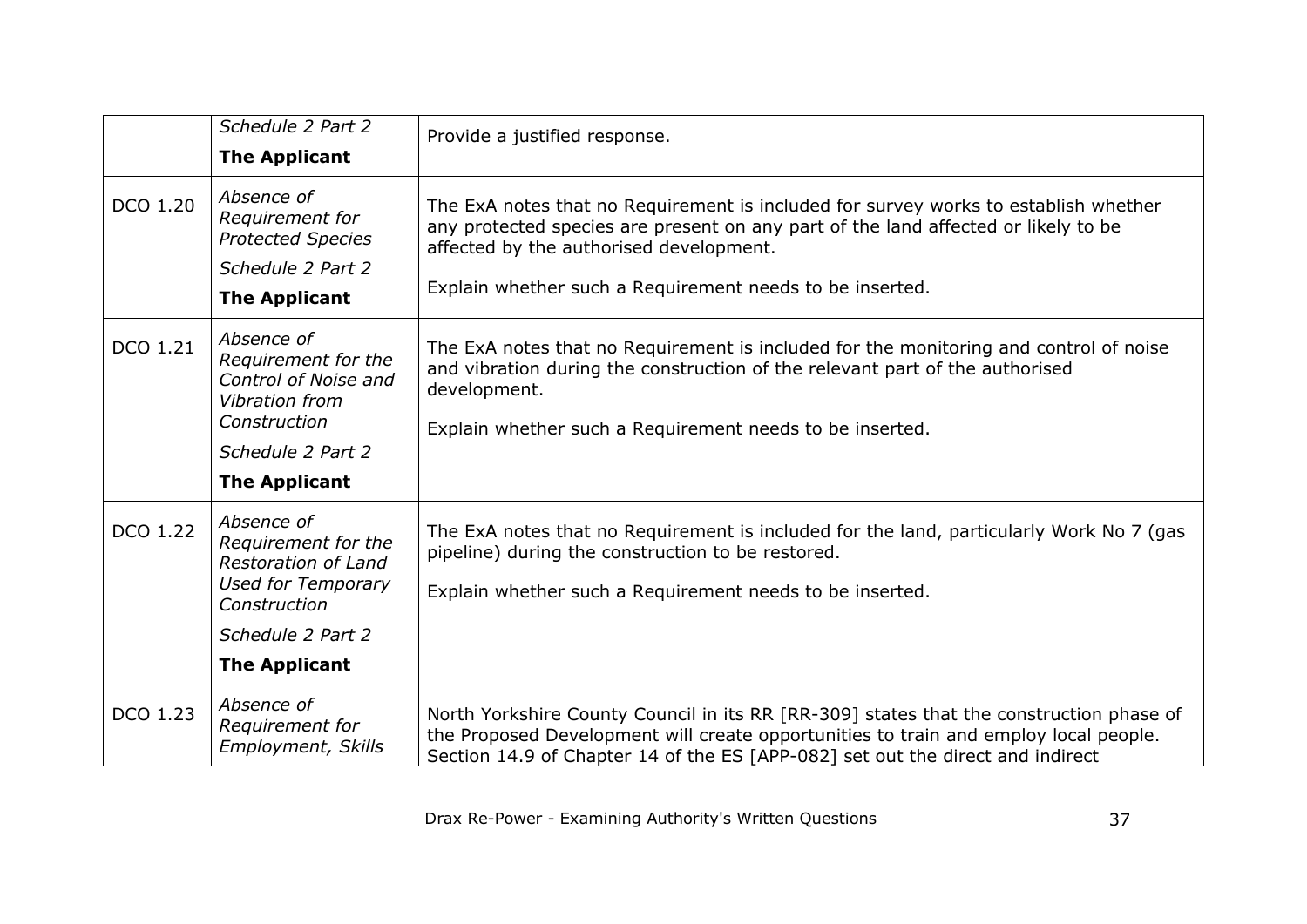| | | |
|---|---|---|
| | *Schedule 2 Part 2*<br>**The Applicant** | Provide a justified response. |
| DCO 1.20 | *Absence of Requirement for Protected Species*<br>*Schedule 2 Part 2*<br>**The Applicant** | The ExA notes that no Requirement is included for survey works to establish whether any protected species are present on any part of the land affected or likely to be affected by the authorised development.<br>Explain whether such a Requirement needs to be inserted. |
| DCO 1.21 | *Absence of Requirement for the Control of Noise and Vibration from Construction*<br>*Schedule 2 Part 2*<br>**The Applicant** | The ExA notes that no Requirement is included for the monitoring and control of noise and vibration during the construction of the relevant part of the authorised development.<br>Explain whether such a Requirement needs to be inserted. |
| DCO 1.22 | *Absence of Requirement for the Restoration of Land Used for Temporary Construction*<br>*Schedule 2 Part 2*<br>**The Applicant** | The ExA notes that no Requirement is included for the land, particularly Work No 7 (gas pipeline) during the construction to be restored.<br>Explain whether such a Requirement needs to be inserted. |
| DCO 1.23 | *Absence of Requirement for Employment, Skills* | North Yorkshire County Council in its RR [RR-309] states that the construction phase of the Proposed Development will create opportunities to train and employ local people. Section 14.9 of Chapter 14 of the ES [APP-082] set out the direct and indirect |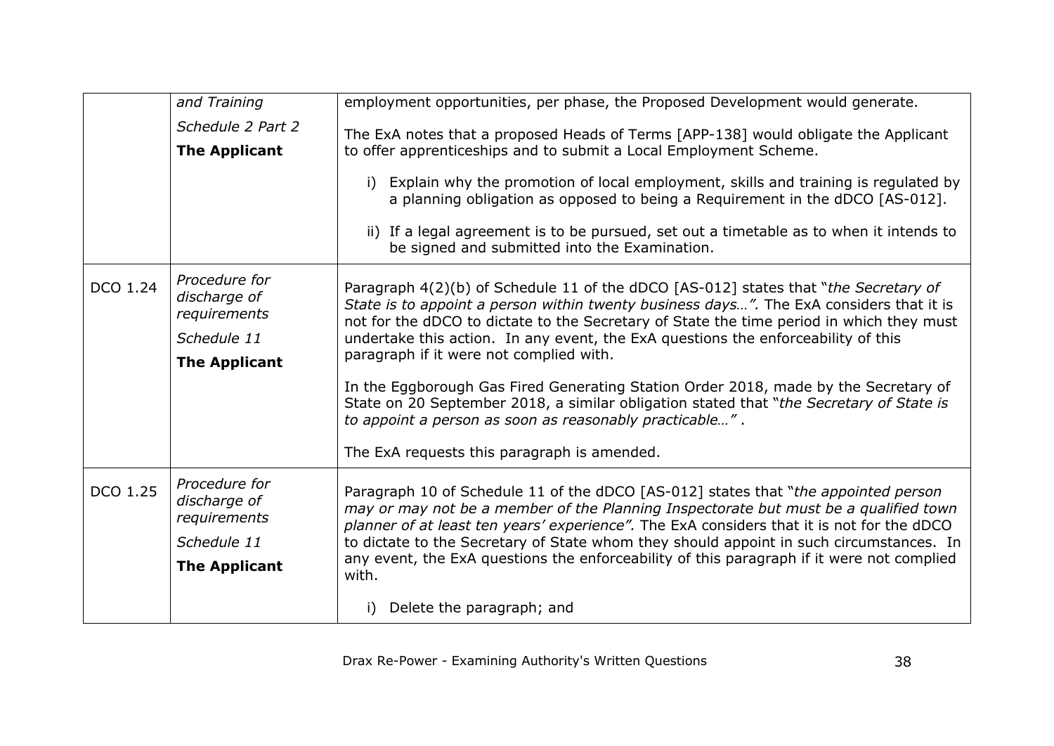| | | |
|---|---|---|
| | *and Training*<br>*Schedule 2 Part 2*<br>**The Applicant** | employment opportunities, per phase, the Proposed Development would generate.<br><br>The ExA notes that a proposed Heads of Terms [APP-138] would obligate the Applicant to offer apprenticeships and to submit a Local Employment Scheme.<br><br>i) Explain why the promotion of local employment, skills and training is regulated by a planning obligation as opposed to being a Requirement in the dDCO [AS-012].<br><br>ii) If a legal agreement is to be pursued, set out a timetable as to when it intends to be signed and submitted into the Examination. |
| DCO 1.24 | *Procedure for discharge of requirements*<br>*Schedule 11*<br>**The Applicant** | Paragraph 4(2)(b) of Schedule 11 of the dDCO [AS-012] states that "*the Secretary of State is to appoint a person within twenty business days…".* The ExA considers that it is not for the dDCO to dictate to the Secretary of State the time period in which they must undertake this action. In any event, the ExA questions the enforceability of this paragraph if it were not complied with.<br><br>In the Eggborough Gas Fired Generating Station Order 2018, made by the Secretary of State on 20 September 2018, a similar obligation stated that "*the Secretary of State is to appoint a person as soon as reasonably practicable…"* .<br><br>The ExA requests this paragraph is amended. |
| DCO 1.25 | *Procedure for discharge of requirements*<br>*Schedule 11*<br>**The Applicant** | Paragraph 10 of Schedule 11 of the dDCO [AS-012] states that "*the appointed person may or may not be a member of the Planning Inspectorate but must be a qualified town planner of at least ten years' experience".* The ExA considers that it is not for the dDCO to dictate to the Secretary of State whom they should appoint in such circumstances. In any event, the ExA questions the enforceability of this paragraph if it were not complied with.<br><br>i) Delete the paragraph; and |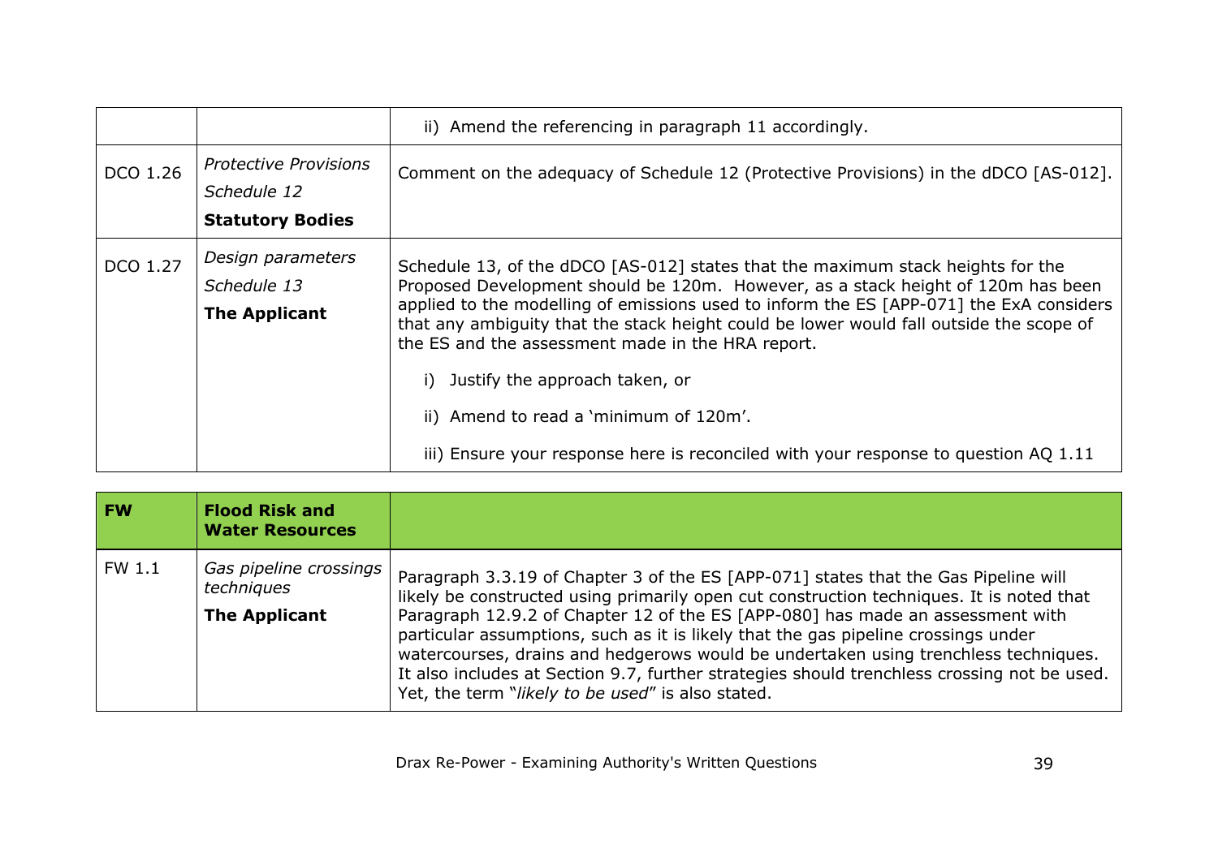| | | |
|---|---|---|
| | | ii) Amend the referencing in paragraph 11 accordingly. |
| DCO 1.26 | *Protective Provisions* <br> *Schedule 12* <br> **Statutory Bodies** | Comment on the adequacy of Schedule 12 (Protective Provisions) in the dDCO [AS-012]. |
| DCO 1.27 | *Design parameters* <br> *Schedule 13* <br> **The Applicant** | Schedule 13, of the dDCO [AS-012] states that the maximum stack heights for the Proposed Development should be 120m. However, as a stack height of 120m has been applied to the modelling of emissions used to inform the ES [APP-071] the ExA considers that any ambiguity that the stack height could be lower would fall outside the scope of the ES and the assessment made in the HRA report. <br><br> i) Justify the approach taken, or <br><br> ii) Amend to read a 'minimum of 120m'. <br><br> iii) Ensure your response here is reconciled with your response to question AQ 1.11 |

| **FW** | **Flood Risk and Water Resources** | |
|---|---|---|
| FW 1.1 | *Gas pipeline crossings techniques* <br> **The Applicant** | Paragraph 3.3.19 of Chapter 3 of the ES [APP-071] states that the Gas Pipeline will likely be constructed using primarily open cut construction techniques. It is noted that Paragraph 12.9.2 of Chapter 12 of the ES [APP-080] has made an assessment with particular assumptions, such as it is likely that the gas pipeline crossings under watercourses, drains and hedgerows would be undertaken using trenchless techniques. It also includes at Section 9.7, further strategies should trenchless crossing not be used. Yet, the term "*likely to be used*" is also stated. |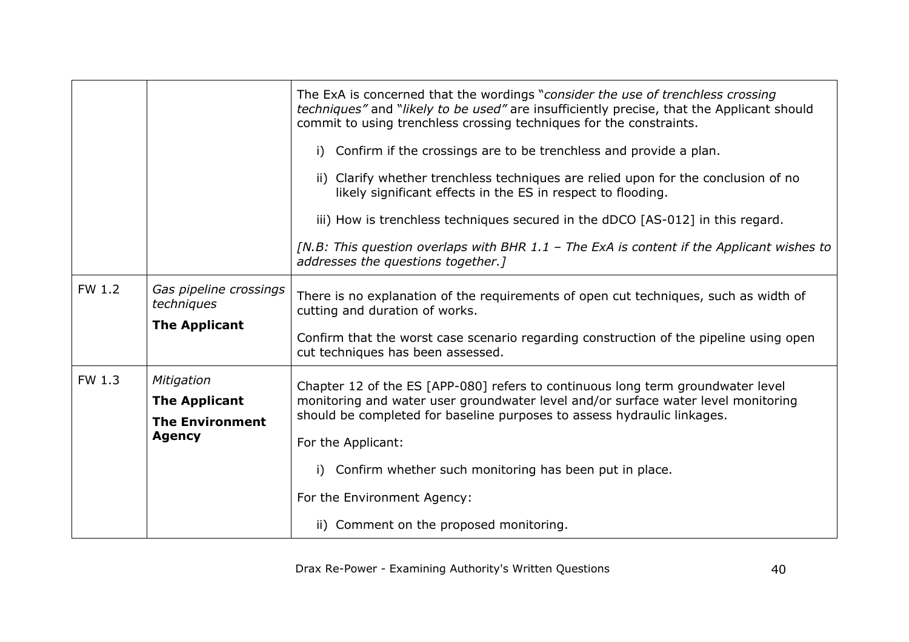| | | |
|---|---|---|
| | | The ExA is concerned that the wordings "*consider the use of trenchless crossing techniques"* and "*likely to be used"* are insufficiently precise, that the Applicant should commit to using trenchless crossing techniques for the constraints.<br><br>i) Confirm if the crossings are to be trenchless and provide a plan.<br><br>ii) Clarify whether trenchless techniques are relied upon for the conclusion of no likely significant effects in the ES in respect to flooding.<br><br>iii) How is trenchless techniques secured in the dDCO [AS-012] in this regard.<br><br>*[N.B: This question overlaps with BHR 1.1 – The ExA is content if the Applicant wishes to addresses the questions together.]* |
| FW 1.2 | *Gas pipeline crossings techniques*<br><br>**The Applicant** | There is no explanation of the requirements of open cut techniques, such as width of cutting and duration of works.<br><br>Confirm that the worst case scenario regarding construction of the pipeline using open cut techniques has been assessed. |
| FW 1.3 | *Mitigation*<br><br>**The Applicant**<br><br>**The Environment Agency** | Chapter 12 of the ES [APP-080] refers to continuous long term groundwater level monitoring and water user groundwater level and/or surface water level monitoring should be completed for baseline purposes to assess hydraulic linkages.<br><br>For the Applicant:<br><br>i) Confirm whether such monitoring has been put in place.<br><br>For the Environment Agency:<br><br>ii) Comment on the proposed monitoring. |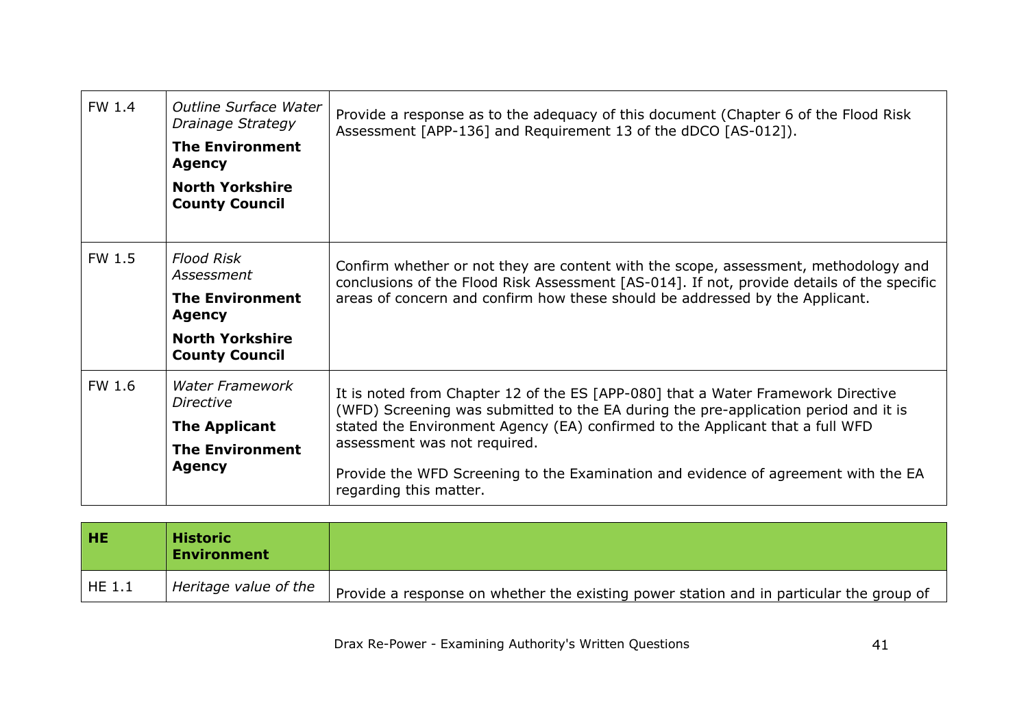| | | |
|---|---|---|
| FW 1.4 | *Outline Surface Water Drainage Strategy*<br>**The Environment Agency**<br>**North Yorkshire County Council** | Provide a response as to the adequacy of this document (Chapter 6 of the Flood Risk Assessment [APP-136] and Requirement 13 of the dDCO [AS-012]). |
| FW 1.5 | *Flood Risk Assessment*<br>**The Environment Agency**<br>**North Yorkshire County Council** | Confirm whether or not they are content with the scope, assessment, methodology and conclusions of the Flood Risk Assessment [AS-014]. If not, provide details of the specific areas of concern and confirm how these should be addressed by the Applicant. |
| FW 1.6 | *Water Framework Directive*<br>**The Applicant**<br>**The Environment Agency** | It is noted from Chapter 12 of the ES [APP-080] that a Water Framework Directive (WFD) Screening was submitted to the EA during the pre-application period and it is stated the Environment Agency (EA) confirmed to the Applicant that a full WFD assessment was not required.<br><br>Provide the WFD Screening to the Examination and evidence of agreement with the EA regarding this matter. |

| **HE** | **Historic Environment** | |
|---|---|---|
| HE 1.1 | *Heritage value of the* | Provide a response on whether the existing power station and in particular the group of |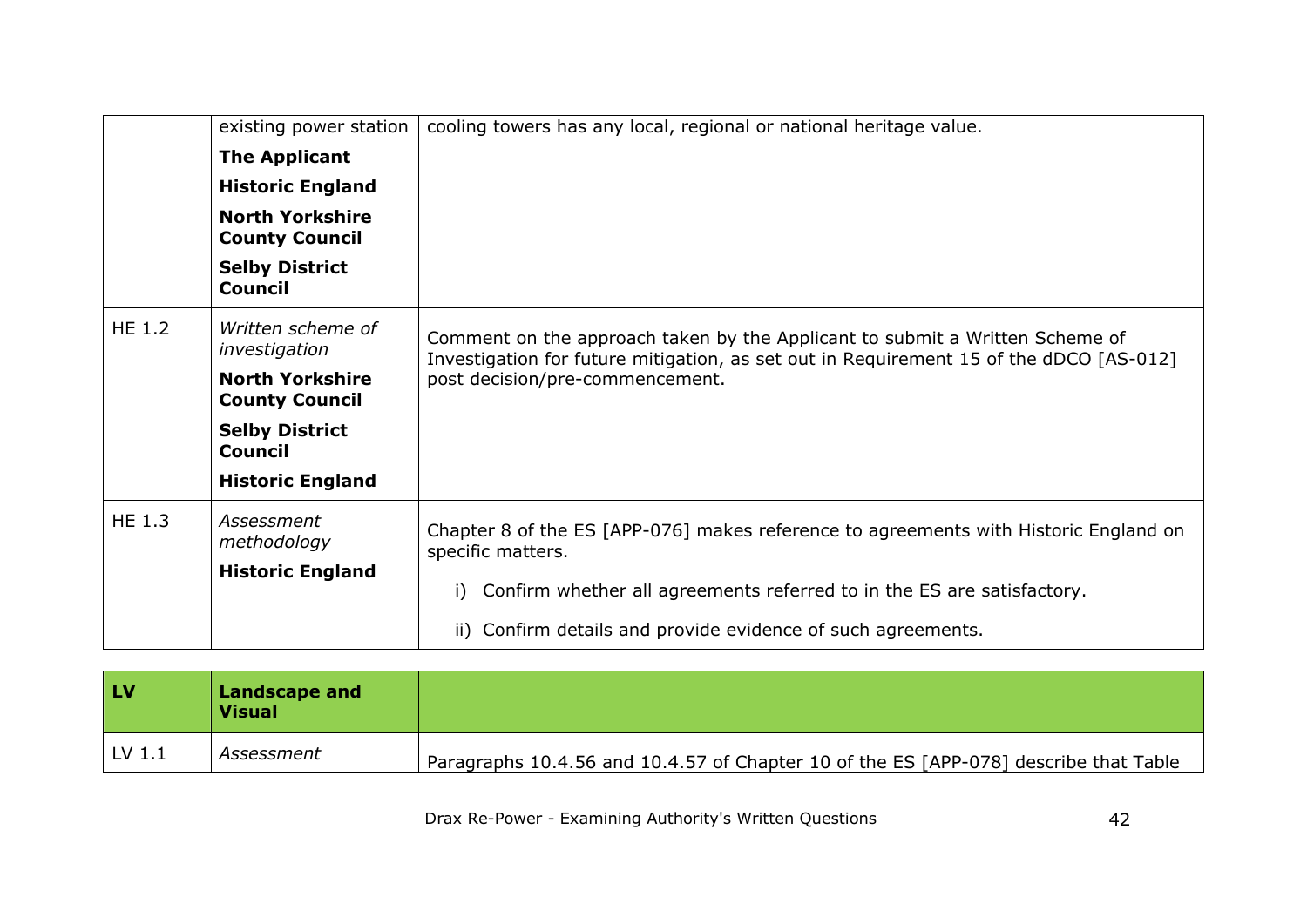| | | |
|---|---|---|
| | existing power station<br>**The Applicant**<br>**Historic England**<br>**North Yorkshire County Council**<br>**Selby District Council** | cooling towers has any local, regional or national heritage value. |
| HE 1.2 | *Written scheme of investigation*<br>**North Yorkshire County Council**<br>**Selby District Council**<br>**Historic England** | Comment on the approach taken by the Applicant to submit a Written Scheme of Investigation for future mitigation, as set out in Requirement 15 of the dDCO [AS-012] post decision/pre-commencement. |
| HE 1.3 | *Assessment methodology*<br>**Historic England** | Chapter 8 of the ES [APP-076] makes reference to agreements with Historic England on specific matters.<br>i) Confirm whether all agreements referred to in the ES are satisfactory.<br>ii) Confirm details and provide evidence of such agreements. |

| **LV** | **Landscape and Visual** | |
|---|---|---|
| LV 1.1 | *Assessment* | Paragraphs 10.4.56 and 10.4.57 of Chapter 10 of the ES [APP-078] describe that Table |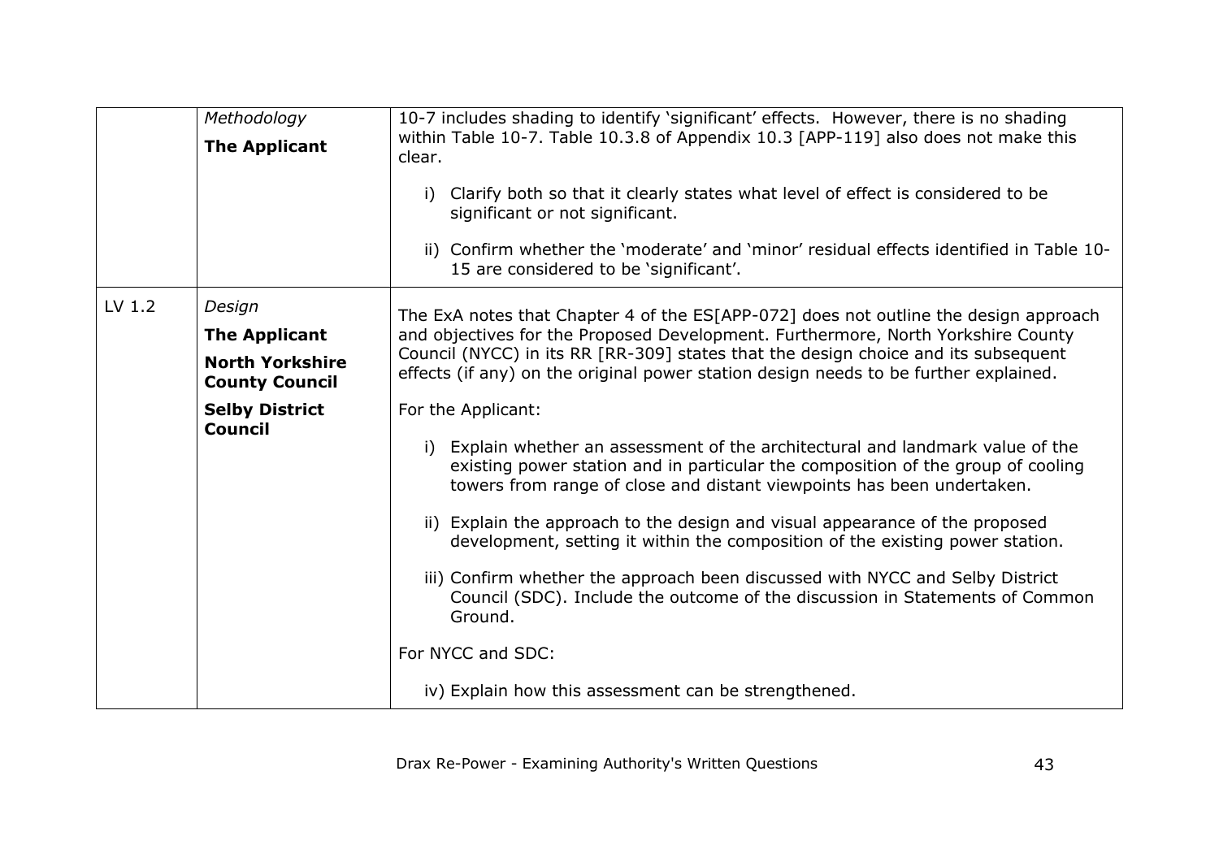|  | *Methodology*<br>**The Applicant** | 10-7 includes shading to identify 'significant' effects. However, there is no shading within Table 10-7. Table 10.3.8 of Appendix 10.3 [APP-119] also does not make this clear.<br><br>i) Clarify both so that it clearly states what level of effect is considered to be significant or not significant.<br><br>ii) Confirm whether the 'moderate' and 'minor' residual effects identified in Table 10-15 are considered to be 'significant'. |
|---|---|---|
| LV 1.2 | *Design*<br>**The Applicant**<br>**North Yorkshire County Council**<br>**Selby District Council** | The ExA notes that Chapter 4 of the ES[APP-072] does not outline the design approach and objectives for the Proposed Development. Furthermore, North Yorkshire County Council (NYCC) in its RR [RR-309] states that the design choice and its subsequent effects (if any) on the original power station design needs to be further explained.<br><br>For the Applicant:<br><br>i) Explain whether an assessment of the architectural and landmark value of the existing power station and in particular the composition of the group of cooling towers from range of close and distant viewpoints has been undertaken.<br><br>ii) Explain the approach to the design and visual appearance of the proposed development, setting it within the composition of the existing power station.<br><br>iii) Confirm whether the approach been discussed with NYCC and Selby District Council (SDC). Include the outcome of the discussion in Statements of Common Ground.<br><br>For NYCC and SDC:<br><br>iv) Explain how this assessment can be strengthened. |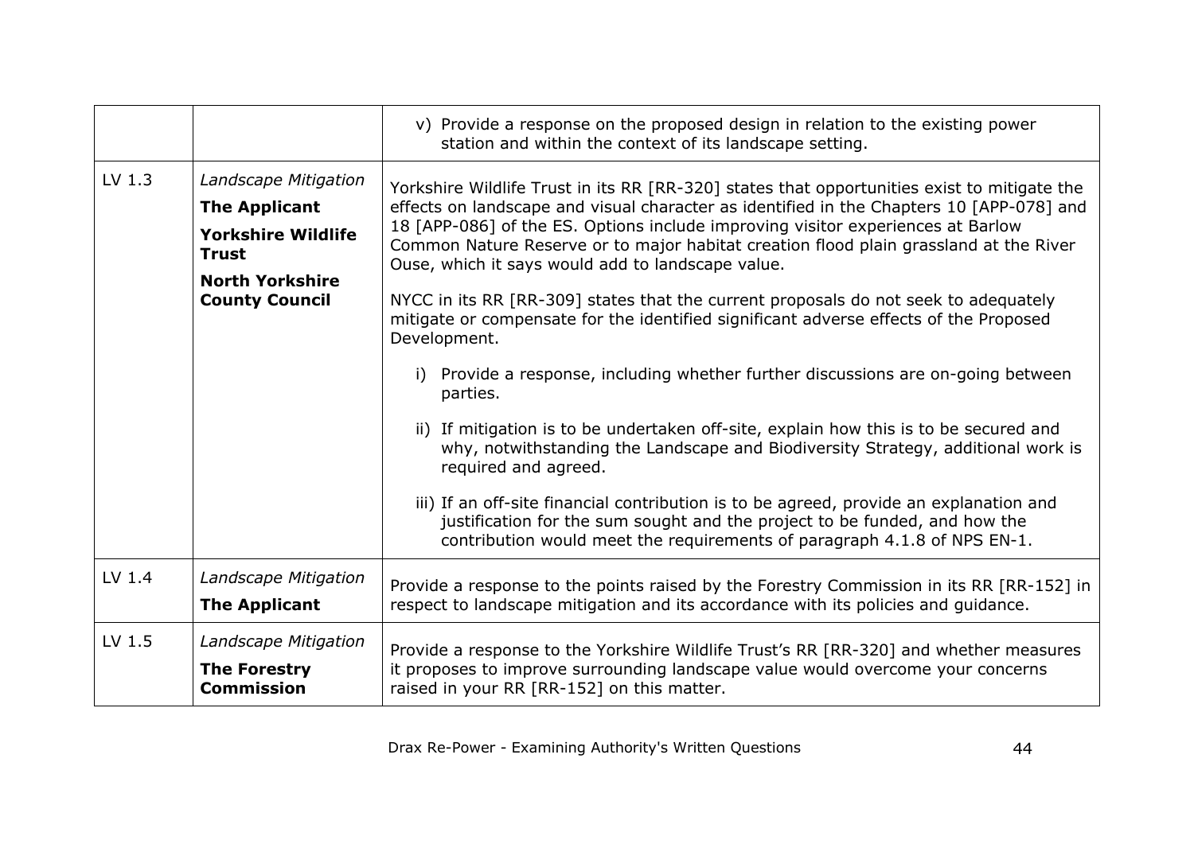| | | |
|---|---|---|
| | | v) Provide a response on the proposed design in relation to the existing power station and within the context of its landscape setting. |
| LV 1.3 | *Landscape Mitigation*<br>**The Applicant**<br>**Yorkshire Wildlife Trust**<br>**North Yorkshire County Council** | Yorkshire Wildlife Trust in its RR [RR-320] states that opportunities exist to mitigate the effects on landscape and visual character as identified in the Chapters 10 [APP-078] and 18 [APP-086] of the ES. Options include improving visitor experiences at Barlow Common Nature Reserve or to major habitat creation flood plain grassland at the River Ouse, which it says would add to landscape value.<br><br>NYCC in its RR [RR-309] states that the current proposals do not seek to adequately mitigate or compensate for the identified significant adverse effects of the Proposed Development.<br><br>i) Provide a response, including whether further discussions are on-going between parties.<br><br>ii) If mitigation is to be undertaken off-site, explain how this is to be secured and why, notwithstanding the Landscape and Biodiversity Strategy, additional work is required and agreed.<br><br>iii) If an off-site financial contribution is to be agreed, provide an explanation and justification for the sum sought and the project to be funded, and how the contribution would meet the requirements of paragraph 4.1.8 of NPS EN-1. |
| LV 1.4 | *Landscape Mitigation*<br>**The Applicant** | Provide a response to the points raised by the Forestry Commission in its RR [RR-152] in respect to landscape mitigation and its accordance with its policies and guidance. |
| LV 1.5 | *Landscape Mitigation*<br>**The Forestry Commission** | Provide a response to the Yorkshire Wildlife Trust's RR [RR-320] and whether measures it proposes to improve surrounding landscape value would overcome your concerns raised in your RR [RR-152] on this matter. |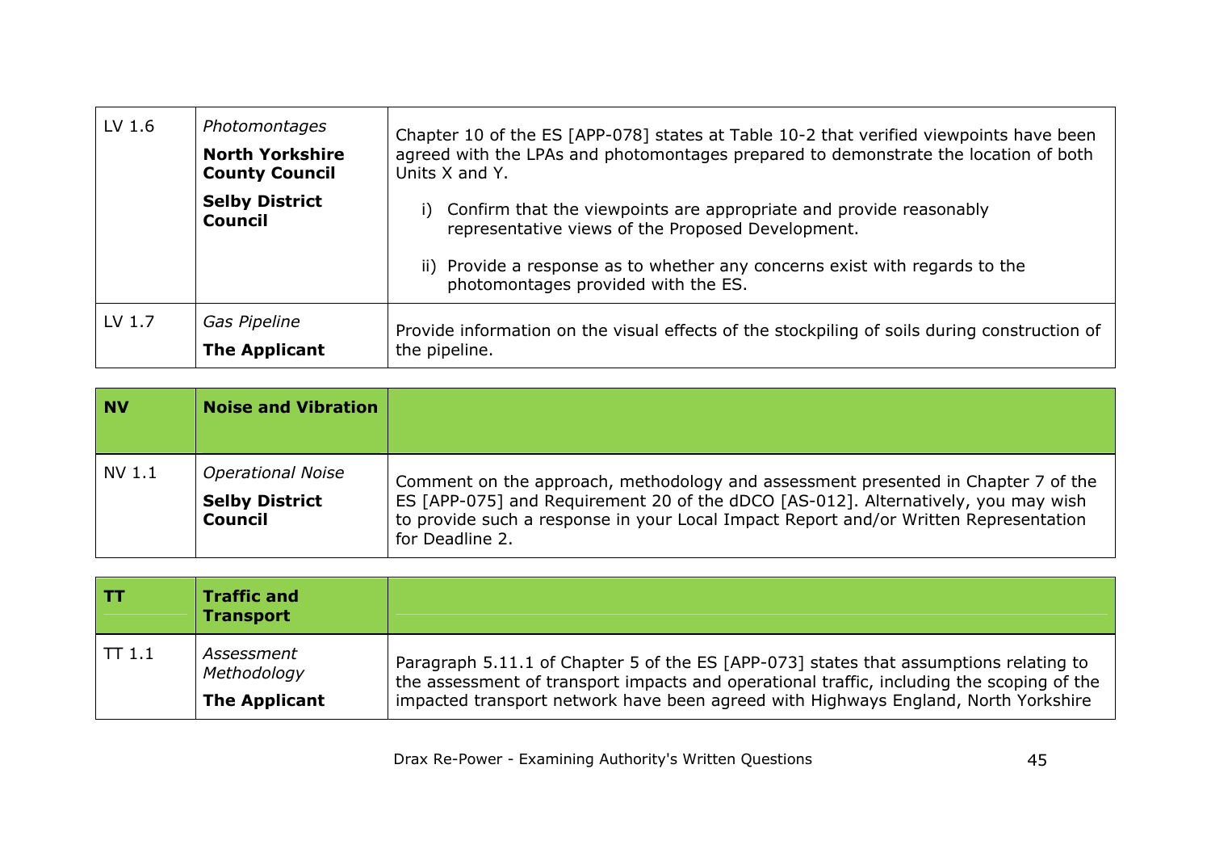| | | |
|---|---|---|
| LV 1.6 | *Photomontages*<br><br>**North Yorkshire County Council**<br><br>**Selby District Council** | Chapter 10 of the ES [APP-078] states at Table 10-2 that verified viewpoints have been agreed with the LPAs and photomontages prepared to demonstrate the location of both Units X and Y.<br><br>i) Confirm that the viewpoints are appropriate and provide reasonably representative views of the Proposed Development.<br><br>ii) Provide a response as to whether any concerns exist with regards to the photomontages provided with the ES. |
| LV 1.7 | *Gas Pipeline*<br><br>**The Applicant** | Provide information on the visual effects of the stockpiling of soils during construction of the pipeline. |

| **NV** | **Noise and Vibration** | |
|---|---|---|
| NV 1.1 | *Operational Noise*<br><br>**Selby District Council** | Comment on the approach, methodology and assessment presented in Chapter 7 of the ES [APP-075] and Requirement 20 of the dDCO [AS-012]. Alternatively, you may wish to provide such a response in your Local Impact Report and/or Written Representation for Deadline 2. |

| **TT** | **Traffic and Transport** | |
|---|---|---|
| TT 1.1 | *Assessment Methodology*<br><br>**The Applicant** | Paragraph 5.11.1 of Chapter 5 of the ES [APP-073] states that assumptions relating to the assessment of transport impacts and operational traffic, including the scoping of the impacted transport network have been agreed with Highways England, North Yorkshire |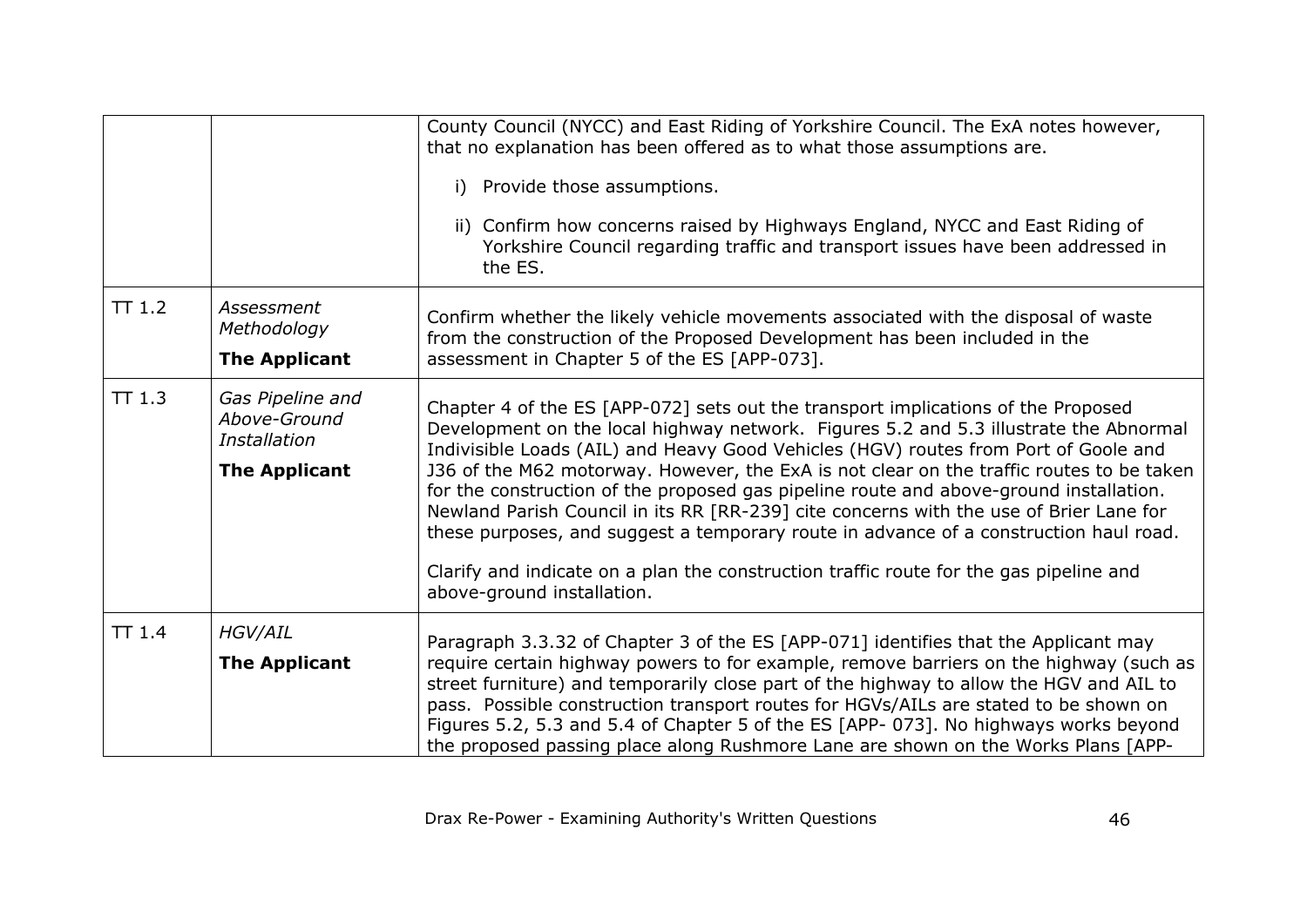| | | |
|---|---|---|
| | | County Council (NYCC) and East Riding of Yorkshire Council. The ExA notes however, that no explanation has been offered as to what those assumptions are.<br><br>i) Provide those assumptions.<br><br>ii) Confirm how concerns raised by Highways England, NYCC and East Riding of Yorkshire Council regarding traffic and transport issues have been addressed in the ES. |
| TT 1.2 | *Assessment Methodology*<br><br>**The Applicant** | Confirm whether the likely vehicle movements associated with the disposal of waste from the construction of the Proposed Development has been included in the assessment in Chapter 5 of the ES [APP-073]. |
| TT 1.3 | *Gas Pipeline and Above-Ground Installation*<br><br>**The Applicant** | Chapter 4 of the ES [APP-072] sets out the transport implications of the Proposed Development on the local highway network. Figures 5.2 and 5.3 illustrate the Abnormal Indivisible Loads (AIL) and Heavy Good Vehicles (HGV) routes from Port of Goole and J36 of the M62 motorway. However, the ExA is not clear on the traffic routes to be taken for the construction of the proposed gas pipeline route and above-ground installation. Newland Parish Council in its RR [RR-239] cite concerns with the use of Brier Lane for these purposes, and suggest a temporary route in advance of a construction haul road.<br><br>Clarify and indicate on a plan the construction traffic route for the gas pipeline and above-ground installation. |
| TT 1.4 | *HGV/AIL*<br><br>**The Applicant** | Paragraph 3.3.32 of Chapter 3 of the ES [APP-071] identifies that the Applicant may require certain highway powers to for example, remove barriers on the highway (such as street furniture) and temporarily close part of the highway to allow the HGV and AIL to pass. Possible construction transport routes for HGVs/AILs are stated to be shown on Figures 5.2, 5.3 and 5.4 of Chapter 5 of the ES [APP- 073]. No highways works beyond the proposed passing place along Rushmore Lane are shown on the Works Plans [APP- |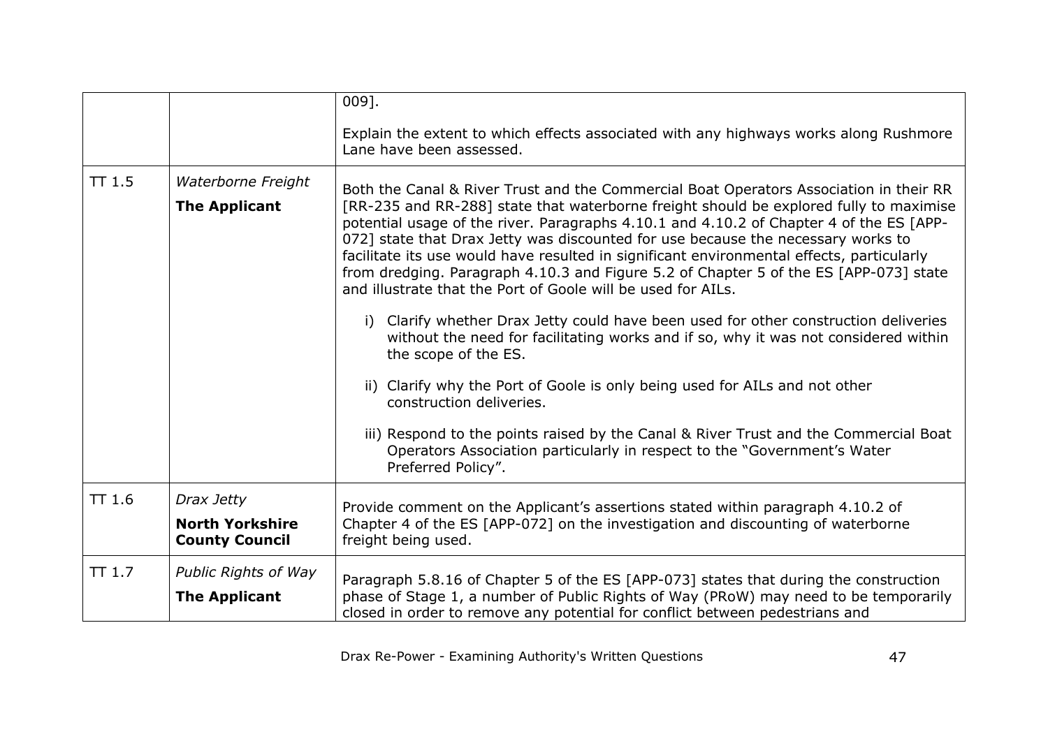| | | |
|---|---|---|
| | | 009].<br><br>Explain the extent to which effects associated with any highways works along Rushmore Lane have been assessed. |
| TT 1.5 | *Waterborne Freight*<br>**The Applicant** | Both the Canal & River Trust and the Commercial Boat Operators Association in their RR [RR-235 and RR-288] state that waterborne freight should be explored fully to maximise potential usage of the river. Paragraphs 4.10.1 and 4.10.2 of Chapter 4 of the ES [APP-072] state that Drax Jetty was discounted for use because the necessary works to facilitate its use would have resulted in significant environmental effects, particularly from dredging. Paragraph 4.10.3 and Figure 5.2 of Chapter 5 of the ES [APP-073] state and illustrate that the Port of Goole will be used for AILs.<br><br>i) Clarify whether Drax Jetty could have been used for other construction deliveries without the need for facilitating works and if so, why it was not considered within the scope of the ES.<br><br>ii) Clarify why the Port of Goole is only being used for AILs and not other construction deliveries.<br><br>iii) Respond to the points raised by the Canal & River Trust and the Commercial Boat Operators Association particularly in respect to the "Government's Water Preferred Policy". |
| TT 1.6 | *Drax Jetty*<br>**North Yorkshire County Council** | Provide comment on the Applicant's assertions stated within paragraph 4.10.2 of Chapter 4 of the ES [APP-072] on the investigation and discounting of waterborne freight being used. |
| TT 1.7 | *Public Rights of Way*<br>**The Applicant** | Paragraph 5.8.16 of Chapter 5 of the ES [APP-073] states that during the construction phase of Stage 1, a number of Public Rights of Way (PRoW) may need to be temporarily closed in order to remove any potential for conflict between pedestrians and |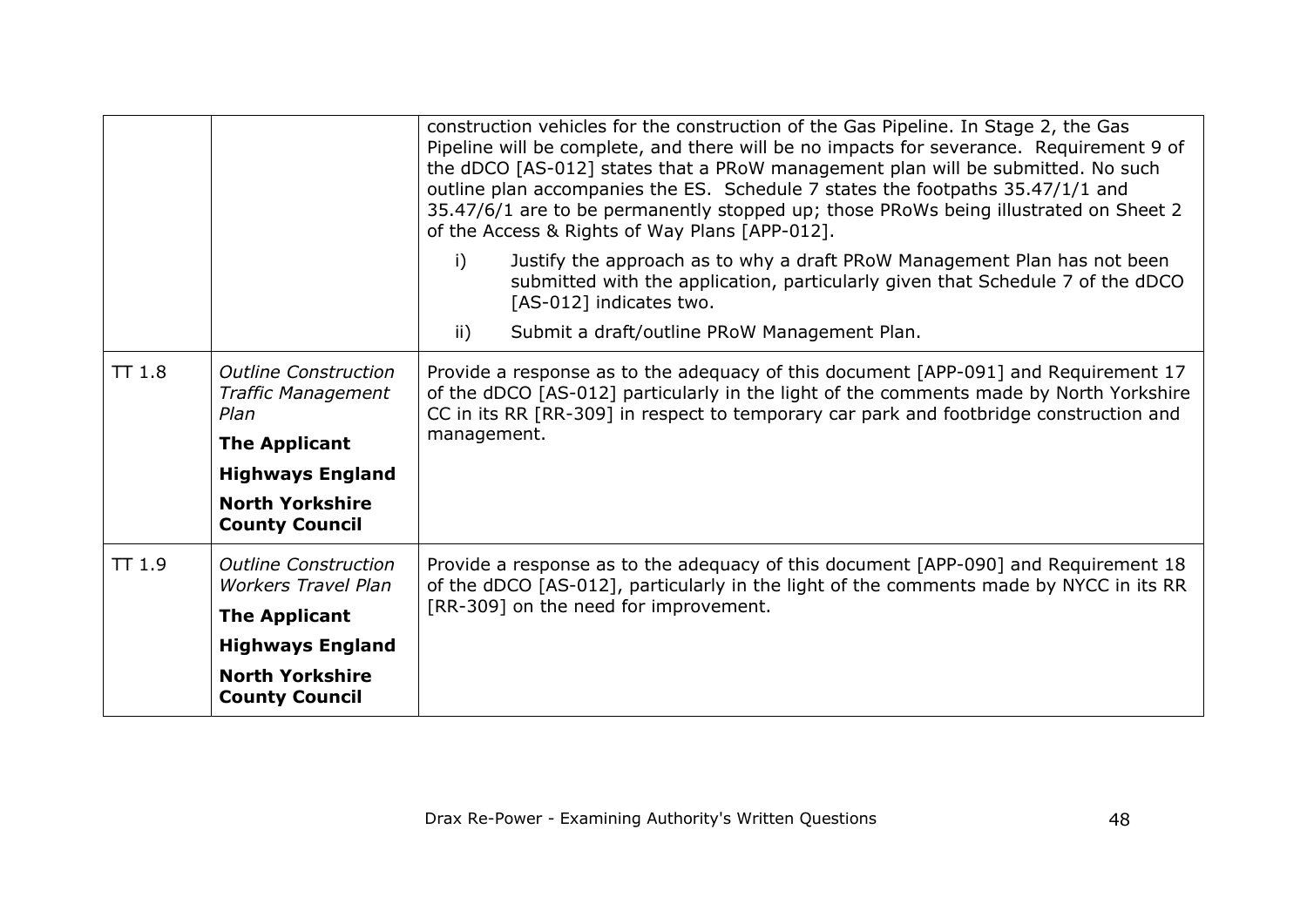| | | |
|---|---|---|
| | | construction vehicles for the construction of the Gas Pipeline. In Stage 2, the Gas Pipeline will be complete, and there will be no impacts for severance. Requirement 9 of the dDCO [AS-012] states that a PRoW management plan will be submitted. No such outline plan accompanies the ES. Schedule 7 states the footpaths 35.47/1/1 and 35.47/6/1 are to be permanently stopped up; those PRoWs being illustrated on Sheet 2 of the Access & Rights of Way Plans [APP-012].<br><br>i) Justify the approach as to why a draft PRoW Management Plan has not been submitted with the application, particularly given that Schedule 7 of the dDCO [AS-012] indicates two.<br><br>ii) Submit a draft/outline PRoW Management Plan. |
| TT 1.8 | *Outline Construction Traffic Management Plan*<br><br>**The Applicant**<br><br>**Highways England**<br><br>**North Yorkshire County Council** | Provide a response as to the adequacy of this document [APP-091] and Requirement 17 of the dDCO [AS-012] particularly in the light of the comments made by North Yorkshire CC in its RR [RR-309] in respect to temporary car park and footbridge construction and management. |
| TT 1.9 | *Outline Construction Workers Travel Plan*<br><br>**The Applicant**<br><br>**Highways England**<br><br>**North Yorkshire County Council** | Provide a response as to the adequacy of this document [APP-090] and Requirement 18 of the dDCO [AS-012], particularly in the light of the comments made by NYCC in its RR [RR-309] on the need for improvement. |